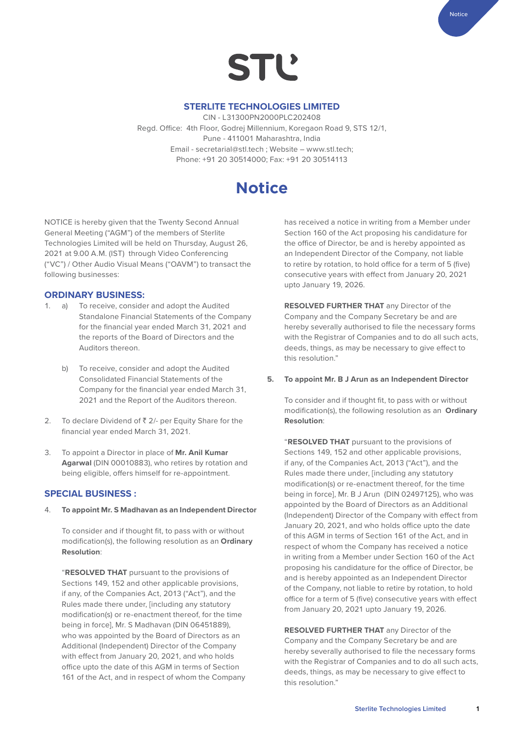# STL

## STERLITE TECHNOLOGIES LIMITED

CIN - L31300PN2000PLC202408
Regd. Office: 4th Floor, Godrej Millennium, Koregaon Road 9, STS 12/1,
Pune - 411001 Maharashtra, India
Email - secretarial@stl.tech ; Website – www.stl.tech;
Phone: +91 20 30514000; Fax: +91 20 30514113

# Notice

NOTICE is hereby given that the Twenty Second Annual General Meeting ("AGM") of the members of Sterlite Technologies Limited will be held on Thursday, August 26, 2021 at 9.00 A.M. (IST) through Video Conferencing ("VC") / Other Audio Visual Means ("OAVM") to transact the following businesses:

## ORDINARY BUSINESS:

1. a) To receive, consider and adopt the Audited Standalone Financial Statements of the Company for the financial year ended March 31, 2021 and the reports of the Board of Directors and the Auditors thereon.

   b) To receive, consider and adopt the Audited Consolidated Financial Statements of the Company for the financial year ended March 31, 2021 and the Report of the Auditors thereon.

2. To declare Dividend of ₹ 2/- per Equity Share for the financial year ended March 31, 2021.

3. To appoint a Director in place of **Mr. Anil Kumar Agarwal** (DIN 00010883), who retires by rotation and being eligible, offers himself for re-appointment.

## SPECIAL BUSINESS :

4. **To appoint Mr. S Madhavan as an Independent Director**

   To consider and if thought fit, to pass with or without modification(s), the following resolution as an **Ordinary Resolution**:

   "**RESOLVED THAT** pursuant to the provisions of Sections 149, 152 and other applicable provisions, if any, of the Companies Act, 2013 ("Act"), and the Rules made there under, [including any statutory modification(s) or re-enactment thereof, for the time being in force], Mr. S Madhavan (DIN 06451889), who was appointed by the Board of Directors as an Additional (Independent) Director of the Company with effect from January 20, 2021, and who holds office upto the date of this AGM in terms of Section 161 of the Act, and in respect of whom the Company has received a notice in writing from a Member under Section 160 of the Act proposing his candidature for the office of Director, be and is hereby appointed as an Independent Director of the Company, not liable to retire by rotation, to hold office for a term of 5 (five) consecutive years with effect from January 20, 2021 upto January 19, 2026.

   **RESOLVED FURTHER THAT** any Director of the Company and the Company Secretary be and are hereby severally authorised to file the necessary forms with the Registrar of Companies and to do all such acts, deeds, things, as may be necessary to give effect to this resolution."

5. **To appoint Mr. B J Arun as an Independent Director**

   To consider and if thought fit, to pass with or without modification(s), the following resolution as an **Ordinary Resolution**:

   "**RESOLVED THAT** pursuant to the provisions of Sections 149, 152 and other applicable provisions, if any, of the Companies Act, 2013 ("Act"), and the Rules made there under, [including any statutory modification(s) or re-enactment thereof, for the time being in force], Mr. B J Arun (DIN 02497125), who was appointed by the Board of Directors as an Additional (Independent) Director of the Company with effect from January 20, 2021, and who holds office upto the date of this AGM in terms of Section 161 of the Act, and in respect of whom the Company has received a notice in writing from a Member under Section 160 of the Act proposing his candidature for the office of Director, be and is hereby appointed as an Independent Director of the Company, not liable to retire by rotation, to hold office for a term of 5 (five) consecutive years with effect from January 20, 2021 upto January 19, 2026.

   **RESOLVED FURTHER THAT** any Director of the Company and the Company Secretary be and are hereby severally authorised to file the necessary forms with the Registrar of Companies and to do all such acts, deeds, things, as may be necessary to give effect to this resolution."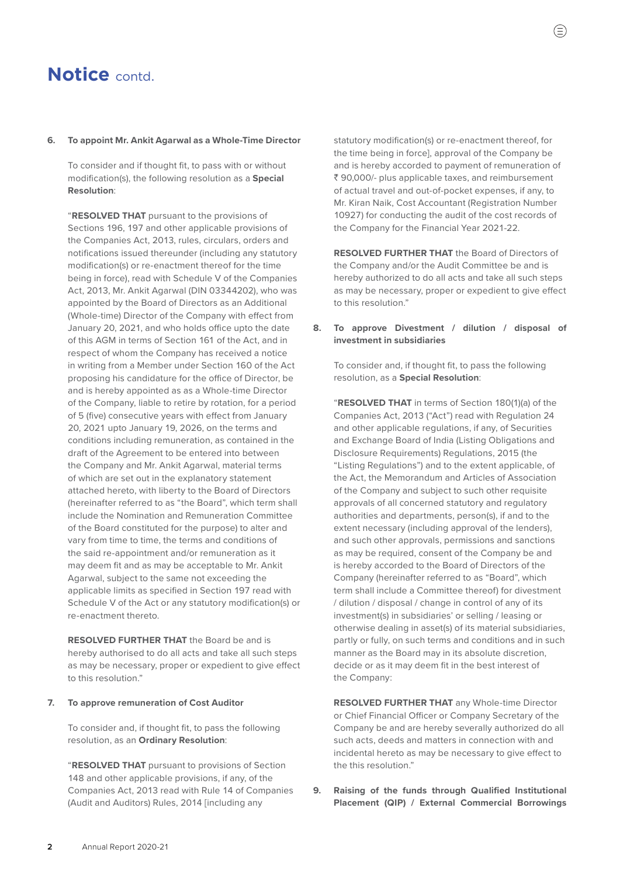# Notice contd.

**6. To appoint Mr. Ankit Agarwal as a Whole-Time Director**

To consider and if thought fit, to pass with or without modification(s), the following resolution as a **Special Resolution**:

"**RESOLVED THAT** pursuant to the provisions of Sections 196, 197 and other applicable provisions of the Companies Act, 2013, rules, circulars, orders and notifications issued thereunder (including any statutory modification(s) or re-enactment thereof for the time being in force), read with Schedule V of the Companies Act, 2013, Mr. Ankit Agarwal (DIN 03344202), who was appointed by the Board of Directors as an Additional (Whole-time) Director of the Company with effect from January 20, 2021, and who holds office upto the date of this AGM in terms of Section 161 of the Act, and in respect of whom the Company has received a notice in writing from a Member under Section 160 of the Act proposing his candidature for the office of Director, be and is hereby appointed as as a Whole-time Director of the Company, liable to retire by rotation, for a period of 5 (five) consecutive years with effect from January 20, 2021 upto January 19, 2026, on the terms and conditions including remuneration, as contained in the draft of the Agreement to be entered into between the Company and Mr. Ankit Agarwal, material terms of which are set out in the explanatory statement attached hereto, with liberty to the Board of Directors (hereinafter referred to as "the Board", which term shall include the Nomination and Remuneration Committee of the Board constituted for the purpose) to alter and vary from time to time, the terms and conditions of the said re-appointment and/or remuneration as it may deem fit and as may be acceptable to Mr. Ankit Agarwal, subject to the same not exceeding the applicable limits as specified in Section 197 read with Schedule V of the Act or any statutory modification(s) or re-enactment thereto.

**RESOLVED FURTHER THAT** the Board be and is hereby authorised to do all acts and take all such steps as may be necessary, proper or expedient to give effect to this resolution."

**7. To approve remuneration of Cost Auditor**

To consider and, if thought fit, to pass the following resolution, as an **Ordinary Resolution**:

"**RESOLVED THAT** pursuant to provisions of Section 148 and other applicable provisions, if any, of the Companies Act, 2013 read with Rule 14 of Companies (Audit and Auditors) Rules, 2014 [including any statutory modification(s) or re-enactment thereof, for the time being in force], approval of the Company be and is hereby accorded to payment of remuneration of ₹ 90,000/- plus applicable taxes, and reimbursement of actual travel and out-of-pocket expenses, if any, to Mr. Kiran Naik, Cost Accountant (Registration Number 10927) for conducting the audit of the cost records of the Company for the Financial Year 2021-22.

**RESOLVED FURTHER THAT** the Board of Directors of the Company and/or the Audit Committee be and is hereby authorized to do all acts and take all such steps as may be necessary, proper or expedient to give effect to this resolution."

**8. To approve Divestment / dilution / disposal of investment in subsidiaries**

To consider and, if thought fit, to pass the following resolution, as a **Special Resolution**:

"**RESOLVED THAT** in terms of Section 180(1)(a) of the Companies Act, 2013 ("Act") read with Regulation 24 and other applicable regulations, if any, of Securities and Exchange Board of India (Listing Obligations and Disclosure Requirements) Regulations, 2015 (the "Listing Regulations") and to the extent applicable, of the Act, the Memorandum and Articles of Association of the Company and subject to such other requisite approvals of all concerned statutory and regulatory authorities and departments, person(s), if and to the extent necessary (including approval of the lenders), and such other approvals, permissions and sanctions as may be required, consent of the Company be and is hereby accorded to the Board of Directors of the Company (hereinafter referred to as "Board", which term shall include a Committee thereof) for divestment / dilution / disposal / change in control of any of its investment(s) in subsidiaries' or selling / leasing or otherwise dealing in asset(s) of its material subsidiaries, partly or fully, on such terms and conditions and in such manner as the Board may in its absolute discretion, decide or as it may deem fit in the best interest of the Company:

**RESOLVED FURTHER THAT** any Whole-time Director or Chief Financial Officer or Company Secretary of the Company be and are hereby severally authorized do all such acts, deeds and matters in connection with and incidental hereto as may be necessary to give effect to the this resolution."

**9. Raising of the funds through Qualified Institutional Placement (QIP) / External Commercial Borrowings**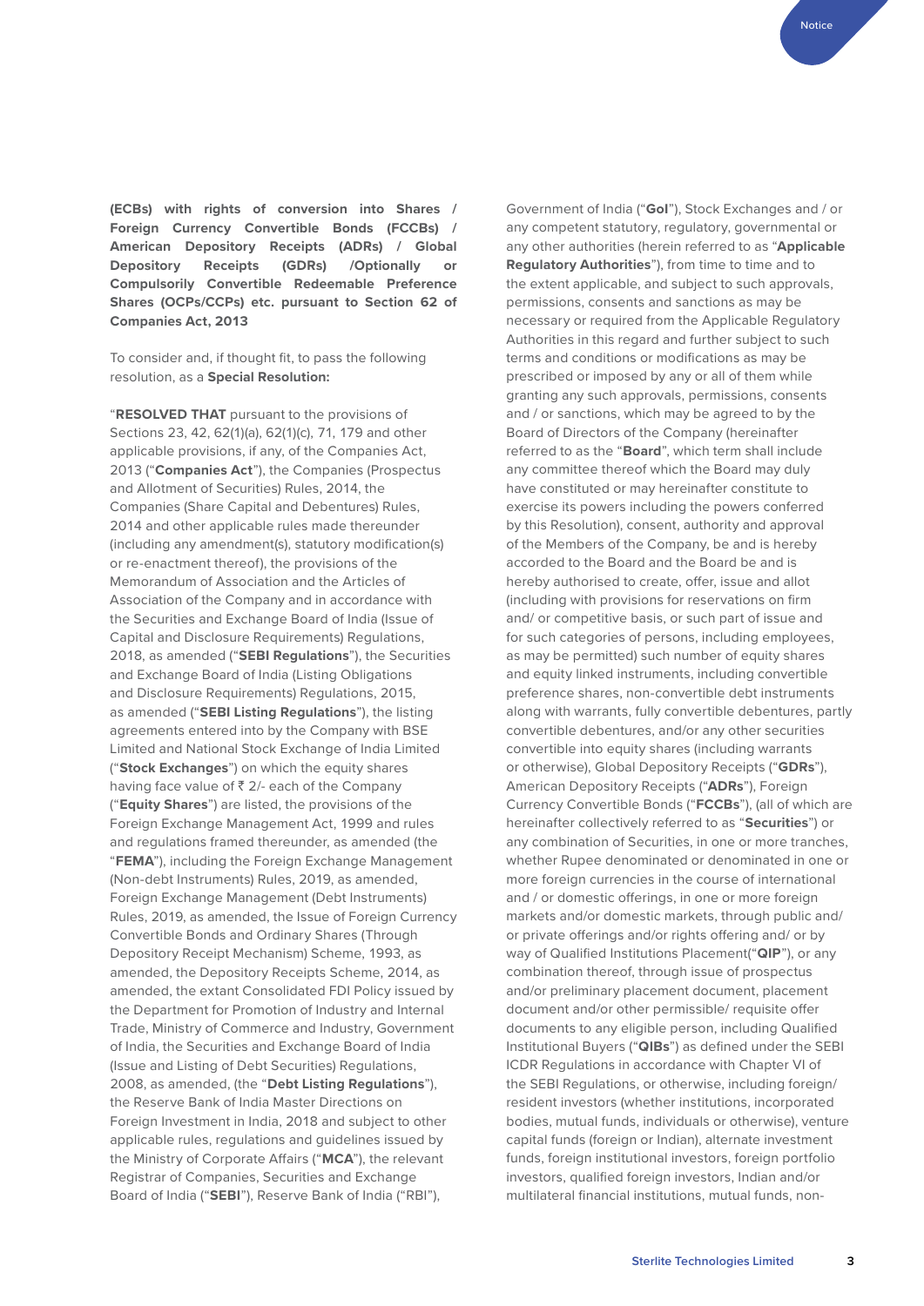**(ECBs) with rights of conversion into Shares / Foreign Currency Convertible Bonds (FCCBs) / American Depository Receipts (ADRs) / Global Depository Receipts (GDRs) /Optionally or Compulsorily Convertible Redeemable Preference Shares (OCPs/CCPs) etc. pursuant to Section 62 of Companies Act, 2013**

To consider and, if thought fit, to pass the following resolution, as a **Special Resolution:**

"**RESOLVED THAT** pursuant to the provisions of Sections 23, 42, 62(1)(a), 62(1)(c), 71, 179 and other applicable provisions, if any, of the Companies Act, 2013 ("**Companies Act**"), the Companies (Prospectus and Allotment of Securities) Rules, 2014, the Companies (Share Capital and Debentures) Rules, 2014 and other applicable rules made thereunder (including any amendment(s), statutory modification(s) or re-enactment thereof), the provisions of the Memorandum of Association and the Articles of Association of the Company and in accordance with the Securities and Exchange Board of India (Issue of Capital and Disclosure Requirements) Regulations, 2018, as amended ("**SEBI Regulations**"), the Securities and Exchange Board of India (Listing Obligations and Disclosure Requirements) Regulations, 2015, as amended ("**SEBI Listing Regulations**"), the listing agreements entered into by the Company with BSE Limited and National Stock Exchange of India Limited ("**Stock Exchanges**") on which the equity shares having face value of ₹ 2/- each of the Company ("**Equity Shares**") are listed, the provisions of the Foreign Exchange Management Act, 1999 and rules and regulations framed thereunder, as amended (the "**FEMA**"), including the Foreign Exchange Management (Non-debt Instruments) Rules, 2019, as amended, Foreign Exchange Management (Debt Instruments) Rules, 2019, as amended, the Issue of Foreign Currency Convertible Bonds and Ordinary Shares (Through Depository Receipt Mechanism) Scheme, 1993, as amended, the Depository Receipts Scheme, 2014, as amended, the extant Consolidated FDI Policy issued by the Department for Promotion of Industry and Internal Trade, Ministry of Commerce and Industry, Government of India, the Securities and Exchange Board of India (Issue and Listing of Debt Securities) Regulations, 2008, as amended, (the "**Debt Listing Regulations**"), the Reserve Bank of India Master Directions on Foreign Investment in India, 2018 and subject to other applicable rules, regulations and guidelines issued by the Ministry of Corporate Affairs ("**MCA**"), the relevant Registrar of Companies, Securities and Exchange Board of India ("**SEBI**"), Reserve Bank of India ("RBI"), Government of India ("**GoI**"), Stock Exchanges and / or any competent statutory, regulatory, governmental or any other authorities (herein referred to as "**Applicable Regulatory Authorities**"), from time to time and to the extent applicable, and subject to such approvals, permissions, consents and sanctions as may be necessary or required from the Applicable Regulatory Authorities in this regard and further subject to such terms and conditions or modifications as may be prescribed or imposed by any or all of them while granting any such approvals, permissions, consents and / or sanctions, which may be agreed to by the Board of Directors of the Company (hereinafter referred to as the "**Board**", which term shall include any committee thereof which the Board may duly have constituted or may hereinafter constitute to exercise its powers including the powers conferred by this Resolution), consent, authority and approval of the Members of the Company, be and is hereby accorded to the Board and the Board be and is hereby authorised to create, offer, issue and allot (including with provisions for reservations on firm and/ or competitive basis, or such part of issue and for such categories of persons, including employees, as may be permitted) such number of equity shares and equity linked instruments, including convertible preference shares, non-convertible debt instruments along with warrants, fully convertible debentures, partly convertible debentures, and/or any other securities convertible into equity shares (including warrants or otherwise), Global Depository Receipts ("**GDRs**"), American Depository Receipts ("**ADRs**"), Foreign Currency Convertible Bonds ("**FCCBs**"), (all of which are hereinafter collectively referred to as "**Securities**") or any combination of Securities, in one or more tranches, whether Rupee denominated or denominated in one or more foreign currencies in the course of international and / or domestic offerings, in one or more foreign markets and/or domestic markets, through public and/ or private offerings and/or rights offering and/ or by way of Qualified Institutions Placement("**QIP**"), or any combination thereof, through issue of prospectus and/or preliminary placement document, placement document and/or other permissible/ requisite offer documents to any eligible person, including Qualified Institutional Buyers ("**QIBs**") as defined under the SEBI ICDR Regulations in accordance with Chapter VI of the SEBI Regulations, or otherwise, including foreign/ resident investors (whether institutions, incorporated bodies, mutual funds, individuals or otherwise), venture capital funds (foreign or Indian), alternate investment funds, foreign institutional investors, foreign portfolio investors, qualified foreign investors, Indian and/or multilateral financial institutions, mutual funds, non-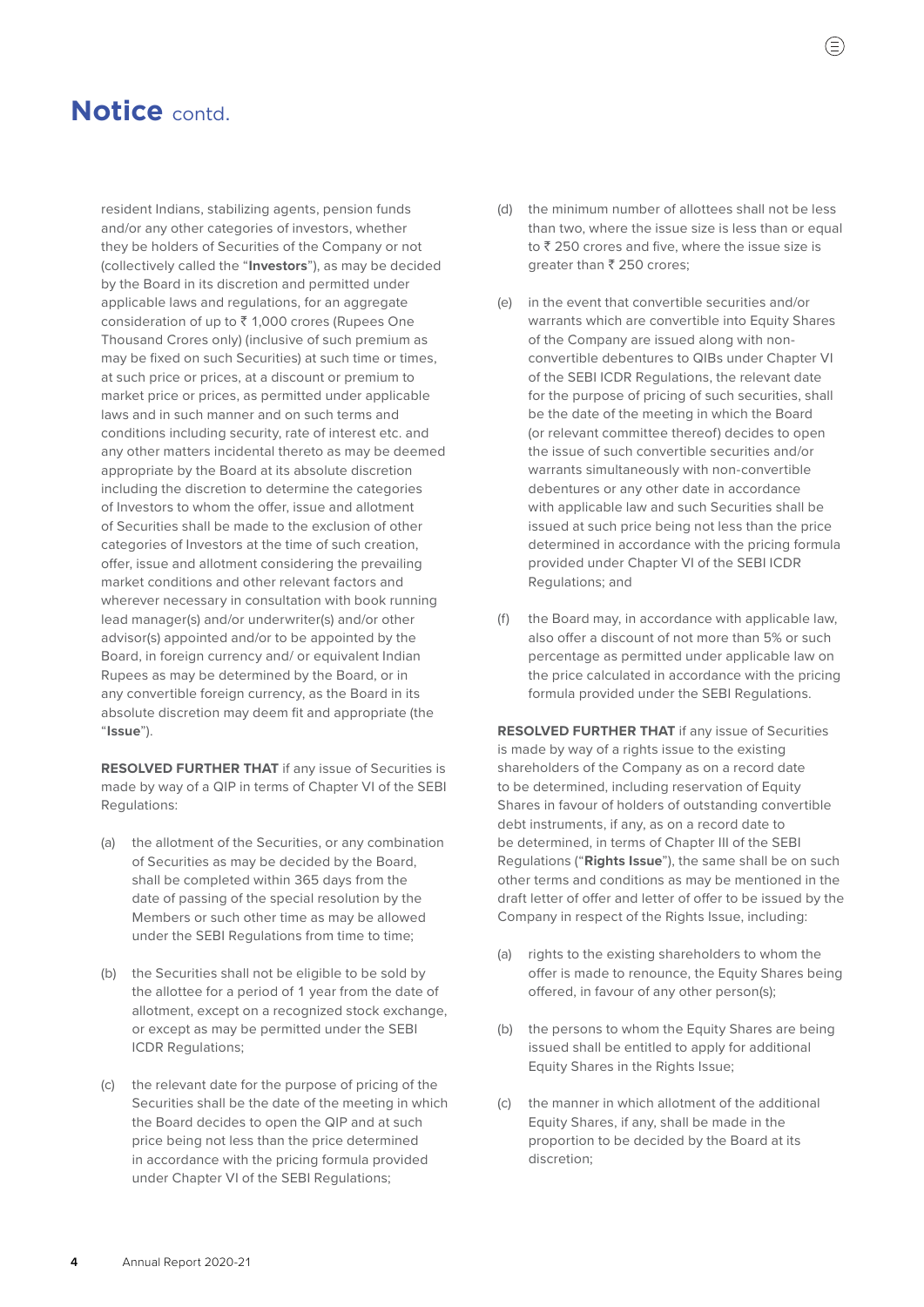# Notice contd.

resident Indians, stabilizing agents, pension funds and/or any other categories of investors, whether they be holders of Securities of the Company or not (collectively called the "**Investors**"), as may be decided by the Board in its discretion and permitted under applicable laws and regulations, for an aggregate consideration of up to ₹ 1,000 crores (Rupees One Thousand Crores only) (inclusive of such premium as may be fixed on such Securities) at such time or times, at such price or prices, at a discount or premium to market price or prices, as permitted under applicable laws and in such manner and on such terms and conditions including security, rate of interest etc. and any other matters incidental thereto as may be deemed appropriate by the Board at its absolute discretion including the discretion to determine the categories of Investors to whom the offer, issue and allotment of Securities shall be made to the exclusion of other categories of Investors at the time of such creation, offer, issue and allotment considering the prevailing market conditions and other relevant factors and wherever necessary in consultation with book running lead manager(s) and/or underwriter(s) and/or other advisor(s) appointed and/or to be appointed by the Board, in foreign currency and/ or equivalent Indian Rupees as may be determined by the Board, or in any convertible foreign currency, as the Board in its absolute discretion may deem fit and appropriate (the "**Issue**").

**RESOLVED FURTHER THAT** if any issue of Securities is made by way of a QIP in terms of Chapter VI of the SEBI Regulations:

(a) the allotment of the Securities, or any combination of Securities as may be decided by the Board, shall be completed within 365 days from the date of passing of the special resolution by the Members or such other time as may be allowed under the SEBI Regulations from time to time;

(b) the Securities shall not be eligible to be sold by the allottee for a period of 1 year from the date of allotment, except on a recognized stock exchange, or except as may be permitted under the SEBI ICDR Regulations;

(c) the relevant date for the purpose of pricing of the Securities shall be the date of the meeting in which the Board decides to open the QIP and at such price being not less than the price determined in accordance with the pricing formula provided under Chapter VI of the SEBI Regulations;

(d) the minimum number of allottees shall not be less than two, where the issue size is less than or equal to ₹ 250 crores and five, where the issue size is greater than ₹ 250 crores;

(e) in the event that convertible securities and/or warrants which are convertible into Equity Shares of the Company are issued along with non-convertible debentures to QIBs under Chapter VI of the SEBI ICDR Regulations, the relevant date for the purpose of pricing of such securities, shall be the date of the meeting in which the Board (or relevant committee thereof) decides to open the issue of such convertible securities and/or warrants simultaneously with non-convertible debentures or any other date in accordance with applicable law and such Securities shall be issued at such price being not less than the price determined in accordance with the pricing formula provided under Chapter VI of the SEBI ICDR Regulations; and

(f) the Board may, in accordance with applicable law, also offer a discount of not more than 5% or such percentage as permitted under applicable law on the price calculated in accordance with the pricing formula provided under the SEBI Regulations.

**RESOLVED FURTHER THAT** if any issue of Securities is made by way of a rights issue to the existing shareholders of the Company as on a record date to be determined, including reservation of Equity Shares in favour of holders of outstanding convertible debt instruments, if any, as on a record date to be determined, in terms of Chapter III of the SEBI Regulations ("**Rights Issue**"), the same shall be on such other terms and conditions as may be mentioned in the draft letter of offer and letter of offer to be issued by the Company in respect of the Rights Issue, including:

(a) rights to the existing shareholders to whom the offer is made to renounce, the Equity Shares being offered, in favour of any other person(s);

(b) the persons to whom the Equity Shares are being issued shall be entitled to apply for additional Equity Shares in the Rights Issue;

(c) the manner in which allotment of the additional Equity Shares, if any, shall be made in the proportion to be decided by the Board at its discretion;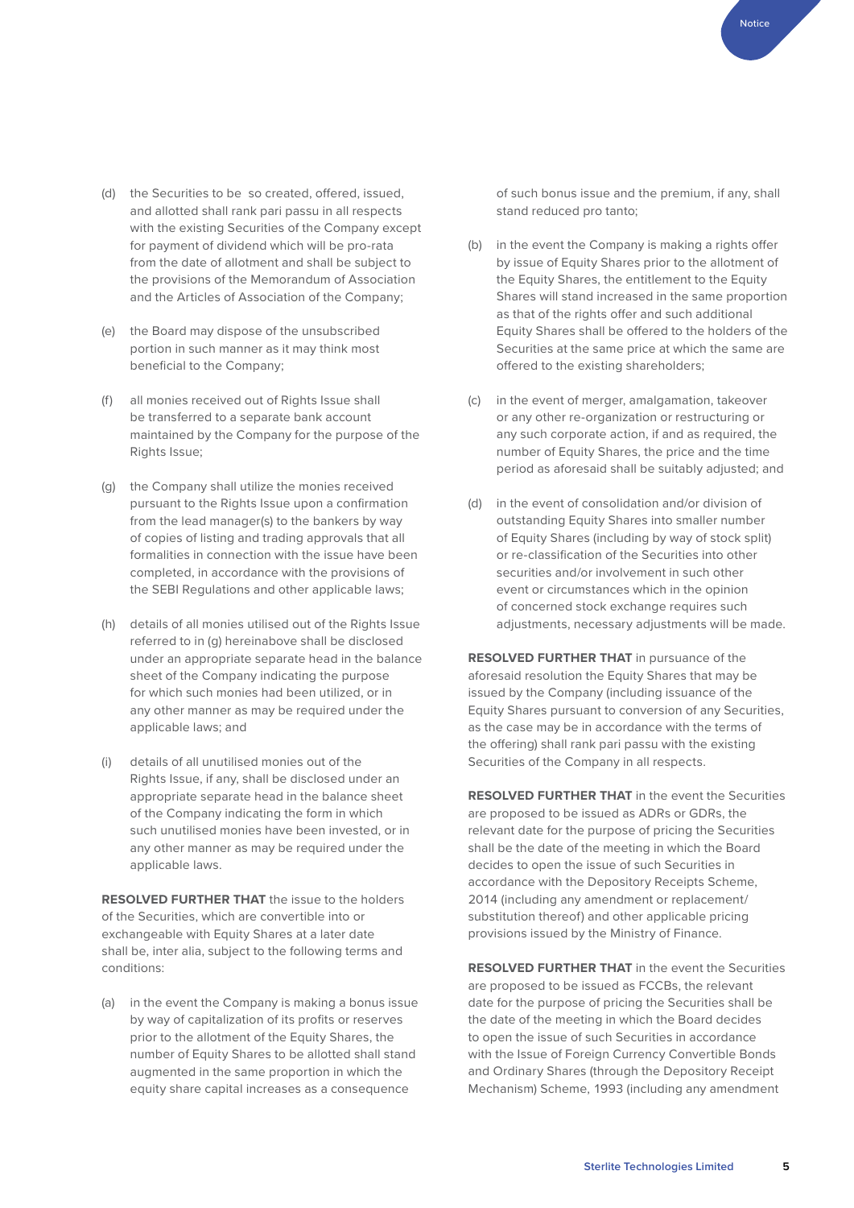(d) the Securities to be so created, offered, issued, and allotted shall rank pari passu in all respects with the existing Securities of the Company except for payment of dividend which will be pro-rata from the date of allotment and shall be subject to the provisions of the Memorandum of Association and the Articles of Association of the Company;

(e) the Board may dispose of the unsubscribed portion in such manner as it may think most beneficial to the Company;

(f) all monies received out of Rights Issue shall be transferred to a separate bank account maintained by the Company for the purpose of the Rights Issue;

(g) the Company shall utilize the monies received pursuant to the Rights Issue upon a confirmation from the lead manager(s) to the bankers by way of copies of listing and trading approvals that all formalities in connection with the issue have been completed, in accordance with the provisions of the SEBI Regulations and other applicable laws;

(h) details of all monies utilised out of the Rights Issue referred to in (g) hereinabove shall be disclosed under an appropriate separate head in the balance sheet of the Company indicating the purpose for which such monies had been utilized, or in any other manner as may be required under the applicable laws; and

(i) details of all unutilised monies out of the Rights Issue, if any, shall be disclosed under an appropriate separate head in the balance sheet of the Company indicating the form in which such unutilised monies have been invested, or in any other manner as may be required under the applicable laws.

**RESOLVED FURTHER THAT** the issue to the holders of the Securities, which are convertible into or exchangeable with Equity Shares at a later date shall be, inter alia, subject to the following terms and conditions:

(a) in the event the Company is making a bonus issue by way of capitalization of its profits or reserves prior to the allotment of the Equity Shares, the number of Equity Shares to be allotted shall stand augmented in the same proportion in which the equity share capital increases as a consequence of such bonus issue and the premium, if any, shall stand reduced pro tanto;

(b) in the event the Company is making a rights offer by issue of Equity Shares prior to the allotment of the Equity Shares, the entitlement to the Equity Shares will stand increased in the same proportion as that of the rights offer and such additional Equity Shares shall be offered to the holders of the Securities at the same price at which the same are offered to the existing shareholders;

(c) in the event of merger, amalgamation, takeover or any other re-organization or restructuring or any such corporate action, if and as required, the number of Equity Shares, the price and the time period as aforesaid shall be suitably adjusted; and

(d) in the event of consolidation and/or division of outstanding Equity Shares into smaller number of Equity Shares (including by way of stock split) or re-classification of the Securities into other securities and/or involvement in such other event or circumstances which in the opinion of concerned stock exchange requires such adjustments, necessary adjustments will be made.

**RESOLVED FURTHER THAT** in pursuance of the aforesaid resolution the Equity Shares that may be issued by the Company (including issuance of the Equity Shares pursuant to conversion of any Securities, as the case may be in accordance with the terms of the offering) shall rank pari passu with the existing Securities of the Company in all respects.

**RESOLVED FURTHER THAT** in the event the Securities are proposed to be issued as ADRs or GDRs, the relevant date for the purpose of pricing the Securities shall be the date of the meeting in which the Board decides to open the issue of such Securities in accordance with the Depository Receipts Scheme, 2014 (including any amendment or replacement/ substitution thereof) and other applicable pricing provisions issued by the Ministry of Finance.

**RESOLVED FURTHER THAT** in the event the Securities are proposed to be issued as FCCBs, the relevant date for the purpose of pricing the Securities shall be the date of the meeting in which the Board decides to open the issue of such Securities in accordance with the Issue of Foreign Currency Convertible Bonds and Ordinary Shares (through the Depository Receipt Mechanism) Scheme, 1993 (including any amendment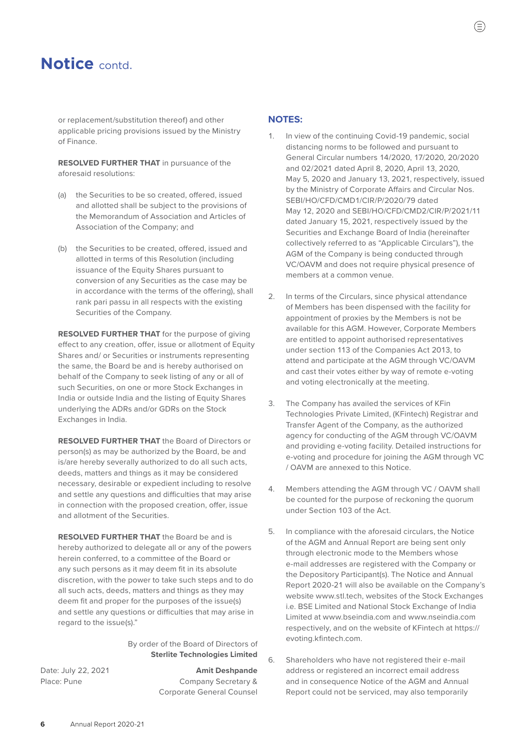# Notice contd.

or replacement/substitution thereof) and other applicable pricing provisions issued by the Ministry of Finance.

**RESOLVED FURTHER THAT** in pursuance of the aforesaid resolutions:

(a) the Securities to be so created, offered, issued and allotted shall be subject to the provisions of the Memorandum of Association and Articles of Association of the Company; and

(b) the Securities to be created, offered, issued and allotted in terms of this Resolution (including issuance of the Equity Shares pursuant to conversion of any Securities as the case may be in accordance with the terms of the offering), shall rank pari passu in all respects with the existing Securities of the Company.

**RESOLVED FURTHER THAT** for the purpose of giving effect to any creation, offer, issue or allotment of Equity Shares and/ or Securities or instruments representing the same, the Board be and is hereby authorised on behalf of the Company to seek listing of any or all of such Securities, on one or more Stock Exchanges in India or outside India and the listing of Equity Shares underlying the ADRs and/or GDRs on the Stock Exchanges in India.

**RESOLVED FURTHER THAT** the Board of Directors or person(s) as may be authorized by the Board, be and is/are hereby severally authorized to do all such acts, deeds, matters and things as it may be considered necessary, desirable or expedient including to resolve and settle any questions and difficulties that may arise in connection with the proposed creation, offer, issue and allotment of the Securities.

**RESOLVED FURTHER THAT** the Board be and is hereby authorized to delegate all or any of the powers herein conferred, to a committee of the Board or any such persons as it may deem fit in its absolute discretion, with the power to take such steps and to do all such acts, deeds, matters and things as they may deem fit and proper for the purposes of the issue(s) and settle any questions or difficulties that may arise in regard to the issue(s)."

By order of the Board of Directors of
**Sterlite Technologies Limited**

Date: July 22, 2021
Place: Pune

**Amit Deshpande**
Company Secretary &
Corporate General Counsel

## NOTES:

1. In view of the continuing Covid-19 pandemic, social distancing norms to be followed and pursuant to General Circular numbers 14/2020, 17/2020, 20/2020 and 02/2021 dated April 8, 2020, April 13, 2020, May 5, 2020 and January 13, 2021, respectively, issued by the Ministry of Corporate Affairs and Circular Nos. SEBI/HO/CFD/CMD1/CIR/P/2020/79 dated May 12, 2020 and SEBI/HO/CFD/CMD2/CIR/P/2021/11 dated January 15, 2021, respectively issued by the Securities and Exchange Board of India (hereinafter collectively referred to as "Applicable Circulars"), the AGM of the Company is being conducted through VC/OAVM and does not require physical presence of members at a common venue.

2. In terms of the Circulars, since physical attendance of Members has been dispensed with the facility for appointment of proxies by the Members is not be available for this AGM. However, Corporate Members are entitled to appoint authorised representatives under section 113 of the Companies Act 2013, to attend and participate at the AGM through VC/OAVM and cast their votes either by way of remote e-voting and voting electronically at the meeting.

3. The Company has availed the services of KFin Technologies Private Limited, (KFintech) Registrar and Transfer Agent of the Company, as the authorized agency for conducting of the AGM through VC/OAVM and providing e-voting facility. Detailed instructions for e-voting and procedure for joining the AGM through VC / OAVM are annexed to this Notice.

4. Members attending the AGM through VC / OAVM shall be counted for the purpose of reckoning the quorum under Section 103 of the Act.

5. In compliance with the aforesaid circulars, the Notice of the AGM and Annual Report are being sent only through electronic mode to the Members whose e-mail addresses are registered with the Company or the Depository Participant(s). The Notice and Annual Report 2020-21 will also be available on the Company's website www.stl.tech, websites of the Stock Exchanges i.e. BSE Limited and National Stock Exchange of India Limited at www.bseindia.com and www.nseindia.com respectively, and on the website of KFintech at https://evoting.kfintech.com.

6. Shareholders who have not registered their e-mail address or registered an incorrect email address and in consequence Notice of the AGM and Annual Report could not be serviced, may also temporarily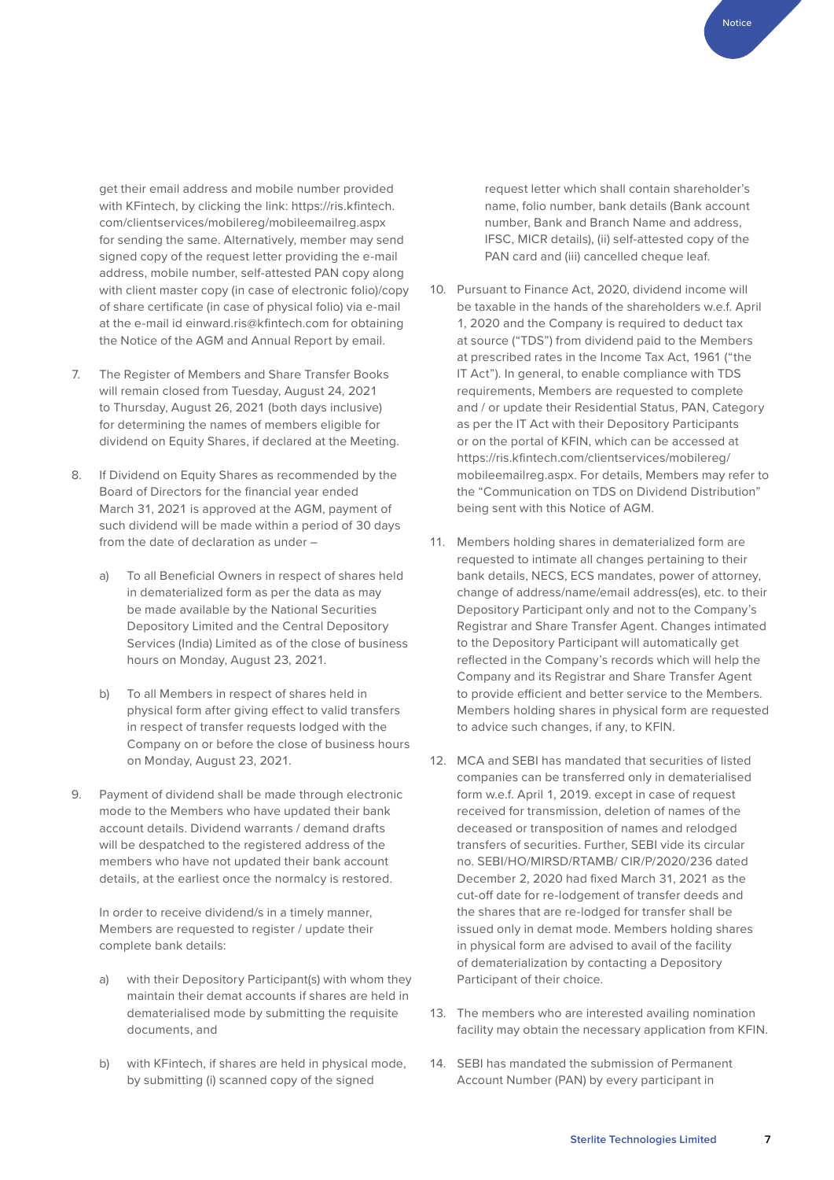get their email address and mobile number provided with KFintech, by clicking the link: https://ris.kfintech.com/clientservices/mobilereg/mobileemailreg.aspx for sending the same. Alternatively, member may send signed copy of the request letter providing the e-mail address, mobile number, self-attested PAN copy along with client master copy (in case of electronic folio)/copy of share certificate (in case of physical folio) via e-mail at the e-mail id einward.ris@kfintech.com for obtaining the Notice of the AGM and Annual Report by email.

7. The Register of Members and Share Transfer Books will remain closed from Tuesday, August 24, 2021 to Thursday, August 26, 2021 (both days inclusive) for determining the names of members eligible for dividend on Equity Shares, if declared at the Meeting.

8. If Dividend on Equity Shares as recommended by the Board of Directors for the financial year ended March 31, 2021 is approved at the AGM, payment of such dividend will be made within a period of 30 days from the date of declaration as under –

   a) To all Beneficial Owners in respect of shares held in dematerialized form as per the data as may be made available by the National Securities Depository Limited and the Central Depository Services (India) Limited as of the close of business hours on Monday, August 23, 2021.

   b) To all Members in respect of shares held in physical form after giving effect to valid transfers in respect of transfer requests lodged with the Company on or before the close of business hours on Monday, August 23, 2021.

9. Payment of dividend shall be made through electronic mode to the Members who have updated their bank account details. Dividend warrants / demand drafts will be despatched to the registered address of the members who have not updated their bank account details, at the earliest once the normalcy is restored.

   In order to receive dividend/s in a timely manner, Members are requested to register / update their complete bank details:

   a) with their Depository Participant(s) with whom they maintain their demat accounts if shares are held in dematerialised mode by submitting the requisite documents, and

   b) with KFintech, if shares are held in physical mode, by submitting (i) scanned copy of the signed request letter which shall contain shareholder's name, folio number, bank details (Bank account number, Bank and Branch Name and address, IFSC, MICR details), (ii) self-attested copy of the PAN card and (iii) cancelled cheque leaf.

10. Pursuant to Finance Act, 2020, dividend income will be taxable in the hands of the shareholders w.e.f. April 1, 2020 and the Company is required to deduct tax at source ("TDS") from dividend paid to the Members at prescribed rates in the Income Tax Act, 1961 ("the IT Act"). In general, to enable compliance with TDS requirements, Members are requested to complete and / or update their Residential Status, PAN, Category as per the IT Act with their Depository Participants or on the portal of KFIN, which can be accessed at https://ris.kfintech.com/clientservices/mobilereg/mobileemailreg.aspx. For details, Members may refer to the "Communication on TDS on Dividend Distribution" being sent with this Notice of AGM.

11. Members holding shares in dematerialized form are requested to intimate all changes pertaining to their bank details, NECS, ECS mandates, power of attorney, change of address/name/email address(es), etc. to their Depository Participant only and not to the Company's Registrar and Share Transfer Agent. Changes intimated to the Depository Participant will automatically get reflected in the Company's records which will help the Company and its Registrar and Share Transfer Agent to provide efficient and better service to the Members. Members holding shares in physical form are requested to advice such changes, if any, to KFIN.

12. MCA and SEBI has mandated that securities of listed companies can be transferred only in dematerialised form w.e.f. April 1, 2019. except in case of request received for transmission, deletion of names of the deceased or transposition of names and relodged transfers of securities. Further, SEBI vide its circular no. SEBI/HO/MIRSD/RTAMB/ CIR/P/2020/236 dated December 2, 2020 had fixed March 31, 2021 as the cut-off date for re-lodgement of transfer deeds and the shares that are re-lodged for transfer shall be issued only in demat mode. Members holding shares in physical form are advised to avail of the facility of dematerialization by contacting a Depository Participant of their choice.

13. The members who are interested availing nomination facility may obtain the necessary application from KFIN.

14. SEBI has mandated the submission of Permanent Account Number (PAN) by every participant in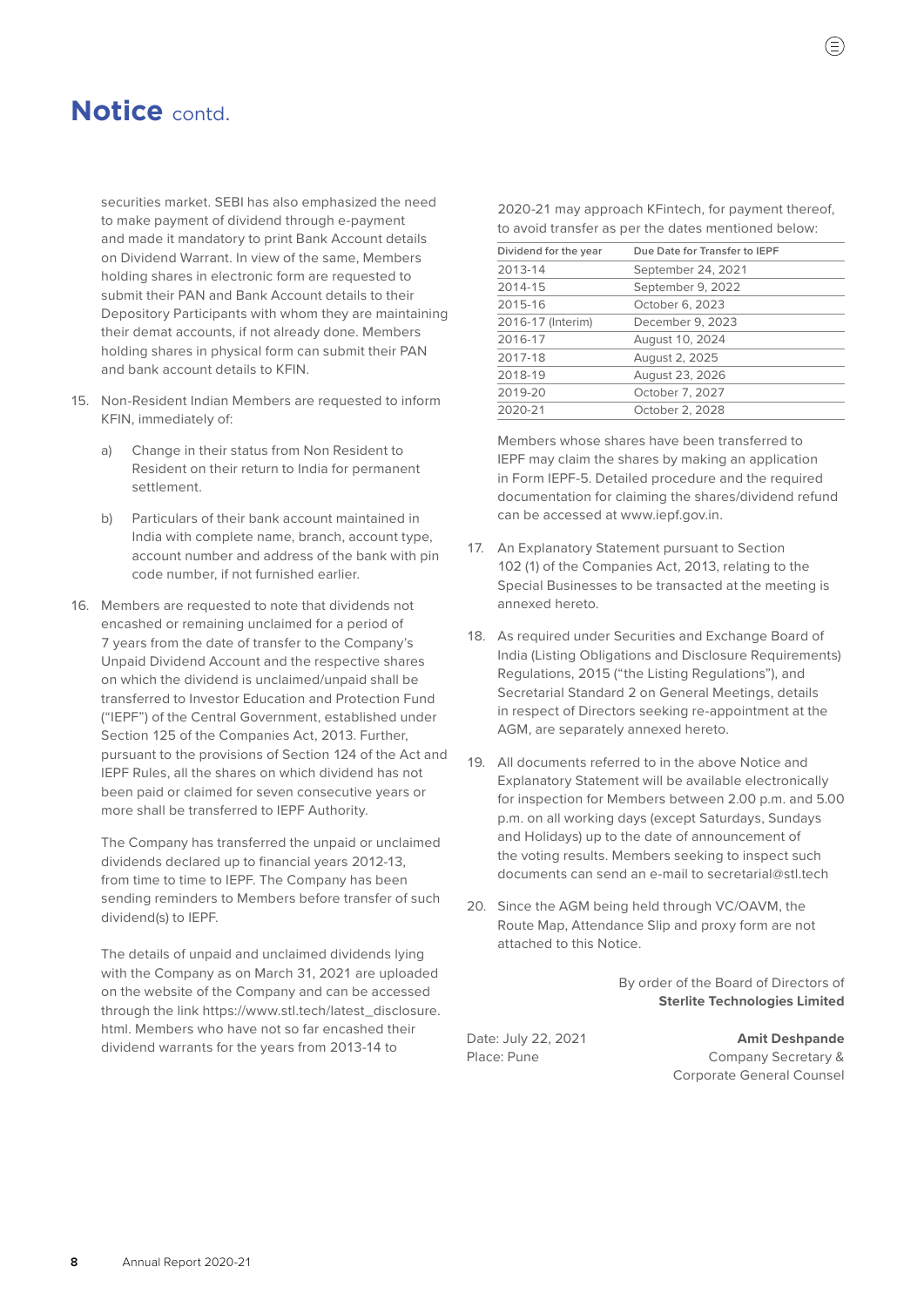# Notice contd.

securities market. SEBI has also emphasized the need to make payment of dividend through e-payment and made it mandatory to print Bank Account details on Dividend Warrant. In view of the same, Members holding shares in electronic form are requested to submit their PAN and Bank Account details to their Depository Participants with whom they are maintaining their demat accounts, if not already done. Members holding shares in physical form can submit their PAN and bank account details to KFIN.

15. Non-Resident Indian Members are requested to inform KFIN, immediately of:

    a) Change in their status from Non Resident to Resident on their return to India for permanent settlement.

    b) Particulars of their bank account maintained in India with complete name, branch, account type, account number and address of the bank with pin code number, if not furnished earlier.

16. Members are requested to note that dividends not encashed or remaining unclaimed for a period of 7 years from the date of transfer to the Company's Unpaid Dividend Account and the respective shares on which the dividend is unclaimed/unpaid shall be transferred to Investor Education and Protection Fund ("IEPF") of the Central Government, established under Section 125 of the Companies Act, 2013. Further, pursuant to the provisions of Section 124 of the Act and IEPF Rules, all the shares on which dividend has not been paid or claimed for seven consecutive years or more shall be transferred to IEPF Authority.

    The Company has transferred the unpaid or unclaimed dividends declared up to financial years 2012-13, from time to time to IEPF. The Company has been sending reminders to Members before transfer of such dividend(s) to IEPF.

    The details of unpaid and unclaimed dividends lying with the Company as on March 31, 2021 are uploaded on the website of the Company and can be accessed through the link https://www.stl.tech/latest_disclosure.html. Members who have not so far encashed their dividend warrants for the years from 2013-14 to 2020-21 may approach KFintech, for payment thereof, to avoid transfer as per the dates mentioned below:

    | Dividend for the year | Due Date for Transfer to IEPF |
    |---|---|
    | 2013-14 | September 24, 2021 |
    | 2014-15 | September 9, 2022 |
    | 2015-16 | October 6, 2023 |
    | 2016-17 (Interim) | December 9, 2023 |
    | 2016-17 | August 10, 2024 |
    | 2017-18 | August 2, 2025 |
    | 2018-19 | August 23, 2026 |
    | 2019-20 | October 7, 2027 |
    | 2020-21 | October 2, 2028 |

    Members whose shares have been transferred to IEPF may claim the shares by making an application in Form IEPF-5. Detailed procedure and the required documentation for claiming the shares/dividend refund can be accessed at www.iepf.gov.in.

17. An Explanatory Statement pursuant to Section 102 (1) of the Companies Act, 2013, relating to the Special Businesses to be transacted at the meeting is annexed hereto.

18. As required under Securities and Exchange Board of India (Listing Obligations and Disclosure Requirements) Regulations, 2015 ("the Listing Regulations"), and Secretarial Standard 2 on General Meetings, details in respect of Directors seeking re-appointment at the AGM, are separately annexed hereto.

19. All documents referred to in the above Notice and Explanatory Statement will be available electronically for inspection for Members between 2.00 p.m. and 5.00 p.m. on all working days (except Saturdays, Sundays and Holidays) up to the date of announcement of the voting results. Members seeking to inspect such documents can send an e-mail to secretarial@stl.tech

20. Since the AGM being held through VC/OAVM, the Route Map, Attendance Slip and proxy form are not attached to this Notice.

By order of the Board of Directors of
**Sterlite Technologies Limited**

Date: July 22, 2021
Place: Pune

**Amit Deshpande**
Company Secretary &
Corporate General Counsel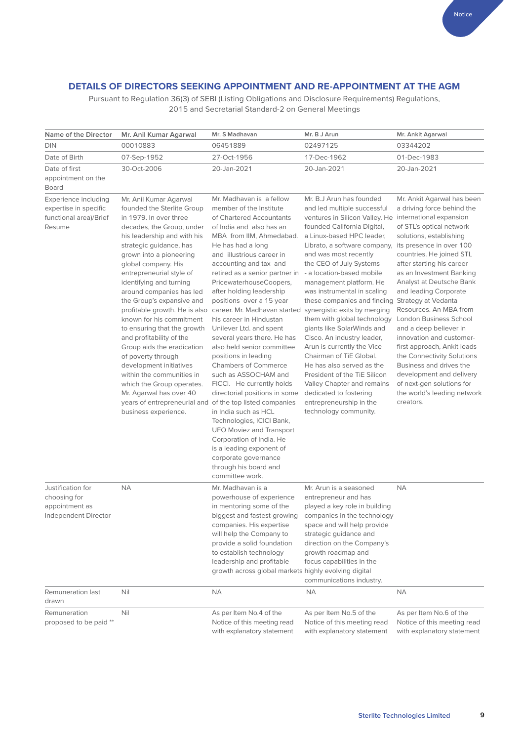## DETAILS OF DIRECTORS SEEKING APPOINTMENT AND RE-APPOINTMENT AT THE AGM

Pursuant to Regulation 36(3) of SEBI (Listing Obligations and Disclosure Requirements) Regulations, 2015 and Secretarial Standard-2 on General Meetings

| Name of the Director | Mr. Anil Kumar Agarwal | Mr. S Madhavan | Mr. B J Arun | Mr. Ankit Agarwal |
|---|---|---|---|---|
| DIN | 00010883 | 06451889 | 02497125 | 03344202 |
| Date of Birth | 07-Sep-1952 | 27-Oct-1956 | 17-Dec-1962 | 01-Dec-1983 |
| Date of first appointment on the Board | 30-Oct-2006 | 20-Jan-2021 | 20-Jan-2021 | 20-Jan-2021 |
| Experience including expertise in specific functional area)/Brief Resume | Mr. Anil Kumar Agarwal founded the Sterlite Group in 1979. In over three decades, the Group, under his leadership and with his strategic guidance, has grown into a pioneering global company. His entrepreneurial style of identifying and turning around companies has led the Group's expansive and profitable growth. He is also known for his commitment to ensuring that the growth and profitability of the Group aids the eradication of poverty through development initiatives within the communities in which the Group operates. Mr. Agarwal has over 40 years of entrepreneurial and business experience. | Mr. Madhavan is a fellow member of the Institute of Chartered Accountants of India and also has an MBA from IIM, Ahmedabad. He has had a long and illustrious career in accounting and tax and retired as a senior partner in PricewaterhouseCoopers, after holding leadership positions over a 15 year career. Mr. Madhavan started his career in Hindustan Unilever Ltd. and spent several years there. He has also held senior committee positions in leading Chambers of Commerce such as ASSOCHAM and FICCI. He currently holds directorial positions in some of the top listed companies in India such as HCL Technologies, ICICI Bank, UFO Moviez and Transport Corporation of India. He is a leading exponent of corporate governance through his board and committee work. | Mr. B.J Arun has founded and led multiple successful ventures in Silicon Valley. He founded California Digital, a Linux-based HPC leader, Librato, a software company, and was most recently the CEO of July Systems - a location-based mobile management platform. He was instrumental in scaling these companies and finding synergistic exits by merging them with global technology giants like SolarWinds and Cisco. An industry leader, Arun is currently the Vice Chairman of TiE Global. He has also served as the President of the TiE Silicon Valley Chapter and remains dedicated to fostering entrepreneurship in the technology community. | Mr. Ankit Agarwal has been a driving force behind the international expansion of STL's optical network solutions, establishing its presence in over 100 countries. He joined STL after starting his career as an Investment Banking Analyst at Deutsche Bank and leading Corporate Strategy at Vedanta Resources. An MBA from London Business School and a deep believer in innovation and customer-first approach, Ankit leads the Connectivity Solutions Business and drives the development and delivery of next-gen solutions for the world's leading network creators. |
| Justification for choosing for appointment as Independent Director | NA | Mr. Madhavan is a powerhouse of experience in mentoring some of the biggest and fastest-growing companies. His expertise will help the Company to provide a solid foundation to establish technology leadership and profitable growth across global markets | Mr. Arun is a seasoned entrepreneur and has played a key role in building companies in the technology space and will help provide strategic guidance and direction on the Company's growth roadmap and focus capabilities in the highly evolving digital communications industry. | NA |
| Remuneration last drawn | Nil | NA | NA | NA |
| Remuneration proposed to be paid ** | Nil | As per Item No.4 of the Notice of this meeting read with explanatory statement | As per Item No.5 of the Notice of this meeting read with explanatory statement | As per Item No.6 of the Notice of this meeting read with explanatory statement |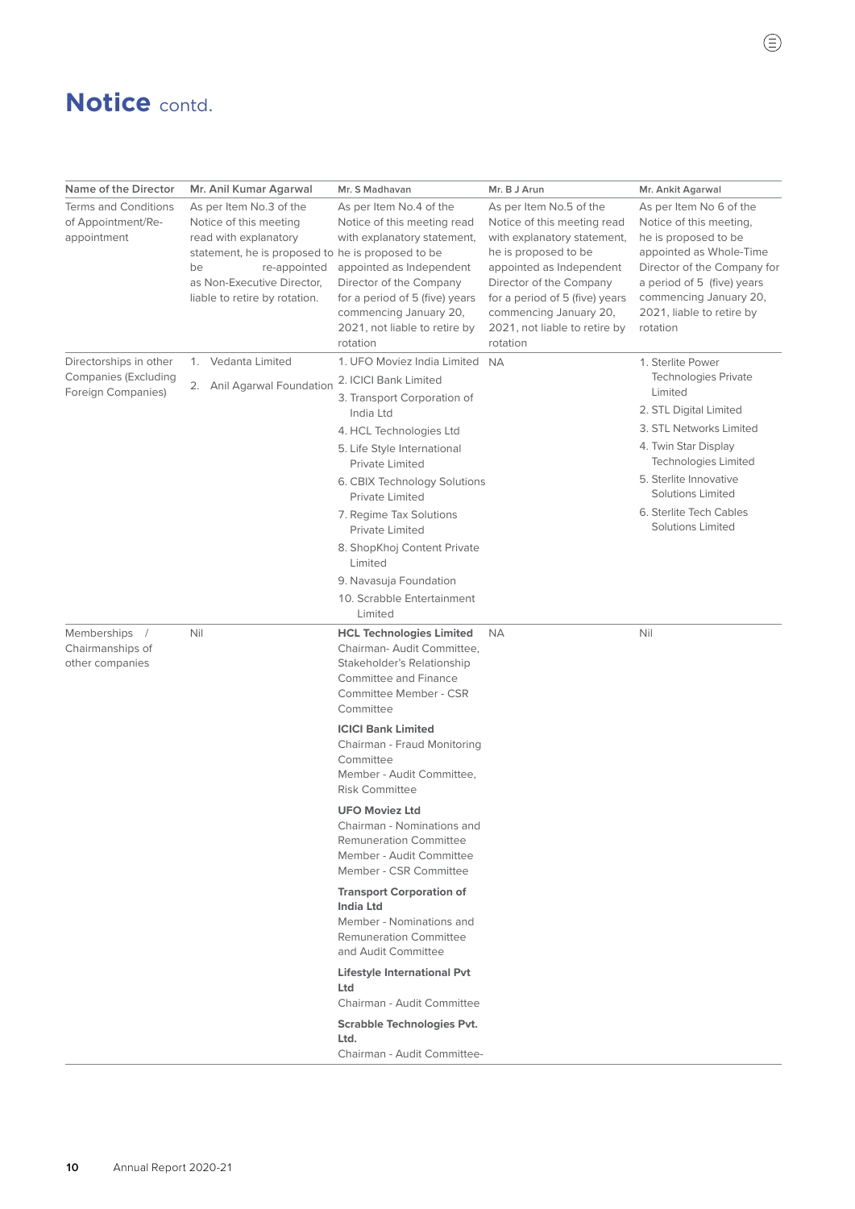# Notice contd.

| Name of the Director | Mr. Anil Kumar Agarwal | Mr. S Madhavan | Mr. B J Arun | Mr. Ankit Agarwal |
|---|---|---|---|---|
| Terms and Conditions of Appointment/Re-appointment | As per Item No.3 of the Notice of this meeting read with explanatory statement, he is proposed to be re-appointed as Non-Executive Director, liable to retire by rotation. | As per Item No.4 of the Notice of this meeting read with explanatory statement, he is proposed to be appointed as Independent Director of the Company for a period of 5 (five) years commencing January 20, 2021, not liable to retire by rotation | As per Item No.5 of the Notice of this meeting read with explanatory statement, he is proposed to be appointed as Independent Director of the Company for a period of 5 (five) years commencing January 20, 2021, not liable to retire by rotation | As per Item No 6 of the Notice of this meeting, he is proposed to be appointed as Whole-Time Director of the Company for a period of 5 (five) years commencing January 20, 2021, liable to retire by rotation |
| Directorships in other Companies (Excluding Foreign Companies) | 1. Vedanta Limited<br>2. Anil Agarwal Foundation | 1. UFO Moviez India Limited<br>2. ICICI Bank Limited<br>3. Transport Corporation of India Ltd<br>4. HCL Technologies Ltd<br>5. Life Style International Private Limited<br>6. CBIX Technology Solutions Private Limited<br>7. Regime Tax Solutions Private Limited<br>8. ShopKhoj Content Private Limited<br>9. Navasuja Foundation<br>10. Scrabble Entertainment Limited | NA | 1. Sterlite Power Technologies Private Limited<br>2. STL Digital Limited<br>3. STL Networks Limited<br>4. Twin Star Display Technologies Limited<br>5. Sterlite Innovative Solutions Limited<br>6. Sterlite Tech Cables Solutions Limited |
| Memberships / Chairmanships of other companies | Nil | **HCL Technologies Limited**<br>Chairman- Audit Committee, Stakeholder's Relationship Committee and Finance Committee Member - CSR Committee<br>**ICICI Bank Limited**<br>Chairman - Fraud Monitoring Committee<br>Member - Audit Committee, Risk Committee<br>**UFO Moviez Ltd**<br>Chairman - Nominations and Remuneration Committee<br>Member - Audit Committee<br>Member - CSR Committee<br>**Transport Corporation of India Ltd**<br>Member - Nominations and Remuneration Committee and Audit Committee<br>**Lifestyle International Pvt Ltd**<br>Chairman - Audit Committee<br>**Scrabble Technologies Pvt. Ltd.**<br>Chairman - Audit Committee- | NA | Nil |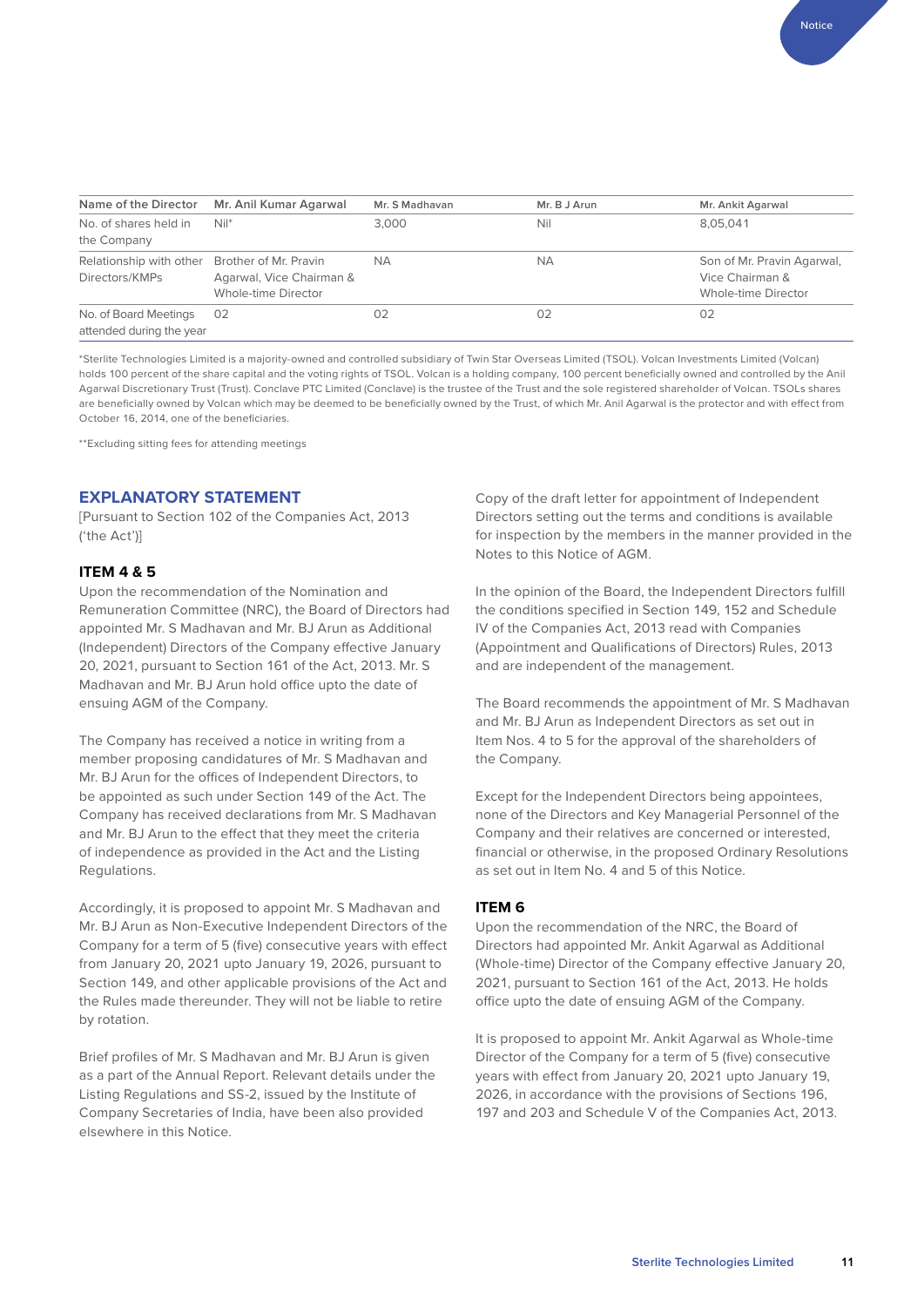| Name of the Director | Mr. Anil Kumar Agarwal | Mr. S Madhavan | Mr. B J Arun | Mr. Ankit Agarwal |
|---|---|---|---|---|
| No. of shares held in the Company | Nil* | 3,000 | Nil | 8,05,041 |
| Relationship with other Directors/KMPs | Brother of Mr. Pravin Agarwal, Vice Chairman & Whole-time Director | NA | NA | Son of Mr. Pravin Agarwal, Vice Chairman & Whole-time Director |
| No. of Board Meetings attended during the year | 02 | 02 | 02 | 02 |

*Sterlite Technologies Limited is a majority-owned and controlled subsidiary of Twin Star Overseas Limited (TSOL). Volcan Investments Limited (Volcan) holds 100 percent of the share capital and the voting rights of TSOL. Volcan is a holding company, 100 percent beneficially owned and controlled by the Anil Agarwal Discretionary Trust (Trust). Conclave PTC Limited (Conclave) is the trustee of the Trust and the sole registered shareholder of Volcan. TSOLs shares are beneficially owned by Volcan which may be deemed to be beneficially owned by the Trust, of which Mr. Anil Agarwal is the protector and with effect from October 16, 2014, one of the beneficiaries.

**Excluding sitting fees for attending meetings

## EXPLANATORY STATEMENT

[Pursuant to Section 102 of the Companies Act, 2013 ('the Act')]

### ITEM 4 & 5

Upon the recommendation of the Nomination and Remuneration Committee (NRC), the Board of Directors had appointed Mr. S Madhavan and Mr. BJ Arun as Additional (Independent) Directors of the Company effective January 20, 2021, pursuant to Section 161 of the Act, 2013. Mr. S Madhavan and Mr. BJ Arun hold office upto the date of ensuing AGM of the Company.

The Company has received a notice in writing from a member proposing candidatures of Mr. S Madhavan and Mr. BJ Arun for the offices of Independent Directors, to be appointed as such under Section 149 of the Act. The Company has received declarations from Mr. S Madhavan and Mr. BJ Arun to the effect that they meet the criteria of independence as provided in the Act and the Listing Regulations.

Accordingly, it is proposed to appoint Mr. S Madhavan and Mr. BJ Arun as Non-Executive Independent Directors of the Company for a term of 5 (five) consecutive years with effect from January 20, 2021 upto January 19, 2026, pursuant to Section 149, and other applicable provisions of the Act and the Rules made thereunder. They will not be liable to retire by rotation.

Brief profiles of Mr. S Madhavan and Mr. BJ Arun is given as a part of the Annual Report. Relevant details under the Listing Regulations and SS-2, issued by the Institute of Company Secretaries of India, have been also provided elsewhere in this Notice.

Copy of the draft letter for appointment of Independent Directors setting out the terms and conditions is available for inspection by the members in the manner provided in the Notes to this Notice of AGM.

In the opinion of the Board, the Independent Directors fulfill the conditions specified in Section 149, 152 and Schedule IV of the Companies Act, 2013 read with Companies (Appointment and Qualifications of Directors) Rules, 2013 and are independent of the management.

The Board recommends the appointment of Mr. S Madhavan and Mr. BJ Arun as Independent Directors as set out in Item Nos. 4 to 5 for the approval of the shareholders of the Company.

Except for the Independent Directors being appointees, none of the Directors and Key Managerial Personnel of the Company and their relatives are concerned or interested, financial or otherwise, in the proposed Ordinary Resolutions as set out in Item No. 4 and 5 of this Notice.

### ITEM 6

Upon the recommendation of the NRC, the Board of Directors had appointed Mr. Ankit Agarwal as Additional (Whole-time) Director of the Company effective January 20, 2021, pursuant to Section 161 of the Act, 2013. He holds office upto the date of ensuing AGM of the Company.

It is proposed to appoint Mr. Ankit Agarwal as Whole-time Director of the Company for a term of 5 (five) consecutive years with effect from January 20, 2021 upto January 19, 2026, in accordance with the provisions of Sections 196, 197 and 203 and Schedule V of the Companies Act, 2013.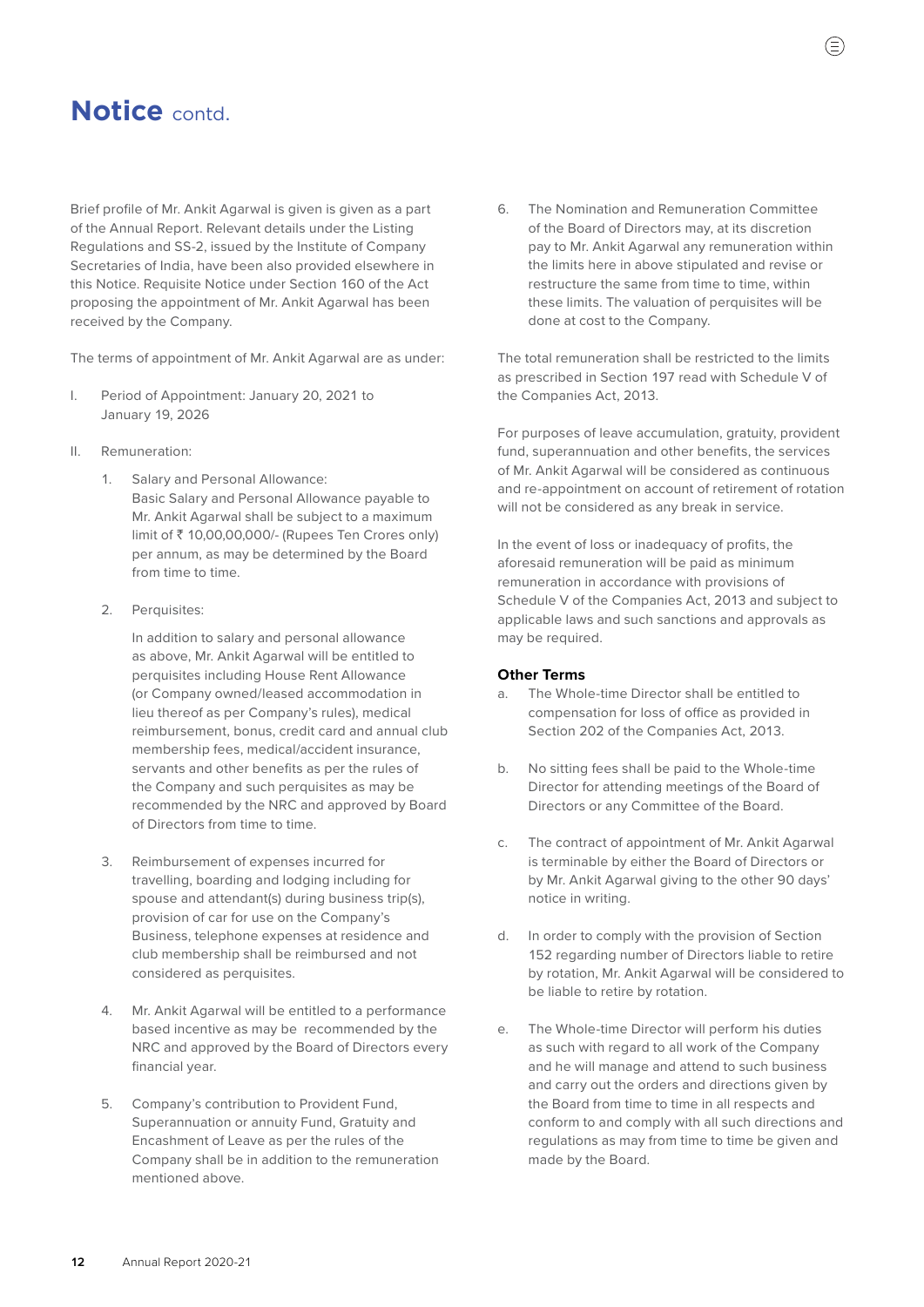# Notice contd.

Brief profile of Mr. Ankit Agarwal is given is given as a part of the Annual Report. Relevant details under the Listing Regulations and SS-2, issued by the Institute of Company Secretaries of India, have been also provided elsewhere in this Notice. Requisite Notice under Section 160 of the Act proposing the appointment of Mr. Ankit Agarwal has been received by the Company.

The terms of appointment of Mr. Ankit Agarwal are as under:

I. Period of Appointment: January 20, 2021 to January 19, 2026

II. Remuneration:

1. Salary and Personal Allowance:
Basic Salary and Personal Allowance payable to Mr. Ankit Agarwal shall be subject to a maximum limit of ₹ 10,00,00,000/- (Rupees Ten Crores only) per annum, as may be determined by the Board from time to time.

2. Perquisites:

   In addition to salary and personal allowance as above, Mr. Ankit Agarwal will be entitled to perquisites including House Rent Allowance (or Company owned/leased accommodation in lieu thereof as per Company's rules), medical reimbursement, bonus, credit card and annual club membership fees, medical/accident insurance, servants and other benefits as per the rules of the Company and such perquisites as may be recommended by the NRC and approved by Board of Directors from time to time.

3. Reimbursement of expenses incurred for travelling, boarding and lodging including for spouse and attendant(s) during business trip(s), provision of car for use on the Company's Business, telephone expenses at residence and club membership shall be reimbursed and not considered as perquisites.

4. Mr. Ankit Agarwal will be entitled to a performance based incentive as may be recommended by the NRC and approved by the Board of Directors every financial year.

5. Company's contribution to Provident Fund, Superannuation or annuity Fund, Gratuity and Encashment of Leave as per the rules of the Company shall be in addition to the remuneration mentioned above.

6. The Nomination and Remuneration Committee of the Board of Directors may, at its discretion pay to Mr. Ankit Agarwal any remuneration within the limits here in above stipulated and revise or restructure the same from time to time, within these limits. The valuation of perquisites will be done at cost to the Company.

The total remuneration shall be restricted to the limits as prescribed in Section 197 read with Schedule V of the Companies Act, 2013.

For purposes of leave accumulation, gratuity, provident fund, superannuation and other benefits, the services of Mr. Ankit Agarwal will be considered as continuous and re-appointment on account of retirement of rotation will not be considered as any break in service.

In the event of loss or inadequacy of profits, the aforesaid remuneration will be paid as minimum remuneration in accordance with provisions of Schedule V of the Companies Act, 2013 and subject to applicable laws and such sanctions and approvals as may be required.

**Other Terms**

a. The Whole-time Director shall be entitled to compensation for loss of office as provided in Section 202 of the Companies Act, 2013.

b. No sitting fees shall be paid to the Whole-time Director for attending meetings of the Board of Directors or any Committee of the Board.

c. The contract of appointment of Mr. Ankit Agarwal is terminable by either the Board of Directors or by Mr. Ankit Agarwal giving to the other 90 days' notice in writing.

d. In order to comply with the provision of Section 152 regarding number of Directors liable to retire by rotation, Mr. Ankit Agarwal will be considered to be liable to retire by rotation.

e. The Whole-time Director will perform his duties as such with regard to all work of the Company and he will manage and attend to such business and carry out the orders and directions given by the Board from time to time in all respects and conform to and comply with all such directions and regulations as may from time to time be given and made by the Board.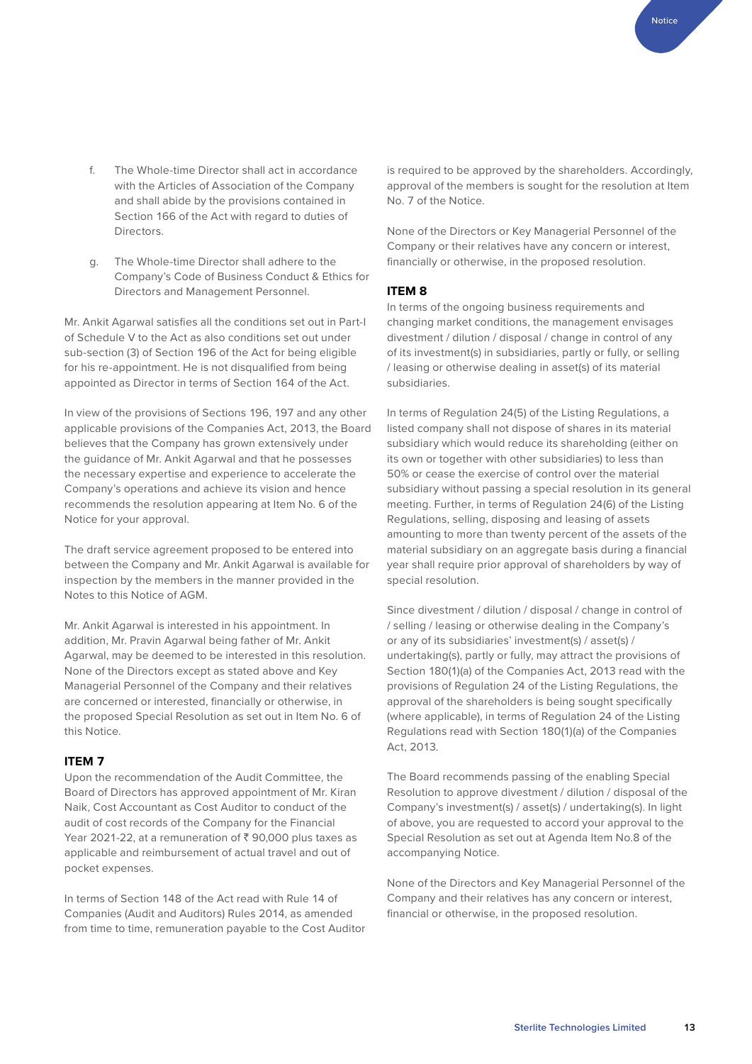f. The Whole-time Director shall act in accordance with the Articles of Association of the Company and shall abide by the provisions contained in Section 166 of the Act with regard to duties of Directors.

g. The Whole-time Director shall adhere to the Company's Code of Business Conduct & Ethics for Directors and Management Personnel.

Mr. Ankit Agarwal satisfies all the conditions set out in Part-I of Schedule V to the Act as also conditions set out under sub-section (3) of Section 196 of the Act for being eligible for his re-appointment. He is not disqualified from being appointed as Director in terms of Section 164 of the Act.

In view of the provisions of Sections 196, 197 and any other applicable provisions of the Companies Act, 2013, the Board believes that the Company has grown extensively under the guidance of Mr. Ankit Agarwal and that he possesses the necessary expertise and experience to accelerate the Company's operations and achieve its vision and hence recommends the resolution appearing at Item No. 6 of the Notice for your approval.

The draft service agreement proposed to be entered into between the Company and Mr. Ankit Agarwal is available for inspection by the members in the manner provided in the Notes to this Notice of AGM.

Mr. Ankit Agarwal is interested in his appointment. In addition, Mr. Pravin Agarwal being father of Mr. Ankit Agarwal, may be deemed to be interested in this resolution. None of the Directors except as stated above and Key Managerial Personnel of the Company and their relatives are concerned or interested, financially or otherwise, in the proposed Special Resolution as set out in Item No. 6 of this Notice.

### ITEM 7

Upon the recommendation of the Audit Committee, the Board of Directors has approved appointment of Mr. Kiran Naik, Cost Accountant as Cost Auditor to conduct of the audit of cost records of the Company for the Financial Year 2021-22, at a remuneration of ₹ 90,000 plus taxes as applicable and reimbursement of actual travel and out of pocket expenses.

In terms of Section 148 of the Act read with Rule 14 of Companies (Audit and Auditors) Rules 2014, as amended from time to time, remuneration payable to the Cost Auditor is required to be approved by the shareholders. Accordingly, approval of the members is sought for the resolution at Item No. 7 of the Notice.

None of the Directors or Key Managerial Personnel of the Company or their relatives have any concern or interest, financially or otherwise, in the proposed resolution.

### ITEM 8

In terms of the ongoing business requirements and changing market conditions, the management envisages divestment / dilution / disposal / change in control of any of its investment(s) in subsidiaries, partly or fully, or selling / leasing or otherwise dealing in asset(s) of its material subsidiaries.

In terms of Regulation 24(5) of the Listing Regulations, a listed company shall not dispose of shares in its material subsidiary which would reduce its shareholding (either on its own or together with other subsidiaries) to less than 50% or cease the exercise of control over the material subsidiary without passing a special resolution in its general meeting. Further, in terms of Regulation 24(6) of the Listing Regulations, selling, disposing and leasing of assets amounting to more than twenty percent of the assets of the material subsidiary on an aggregate basis during a financial year shall require prior approval of shareholders by way of special resolution.

Since divestment / dilution / disposal / change in control of / selling / leasing or otherwise dealing in the Company's or any of its subsidiaries' investment(s) / asset(s) / undertaking(s), partly or fully, may attract the provisions of Section 180(1)(a) of the Companies Act, 2013 read with the provisions of Regulation 24 of the Listing Regulations, the approval of the shareholders is being sought specifically (where applicable), in terms of Regulation 24 of the Listing Regulations read with Section 180(1)(a) of the Companies Act, 2013.

The Board recommends passing of the enabling Special Resolution to approve divestment / dilution / disposal of the Company's investment(s) / asset(s) / undertaking(s). In light of above, you are requested to accord your approval to the Special Resolution as set out at Agenda Item No.8 of the accompanying Notice.

None of the Directors and Key Managerial Personnel of the Company and their relatives has any concern or interest, financial or otherwise, in the proposed resolution.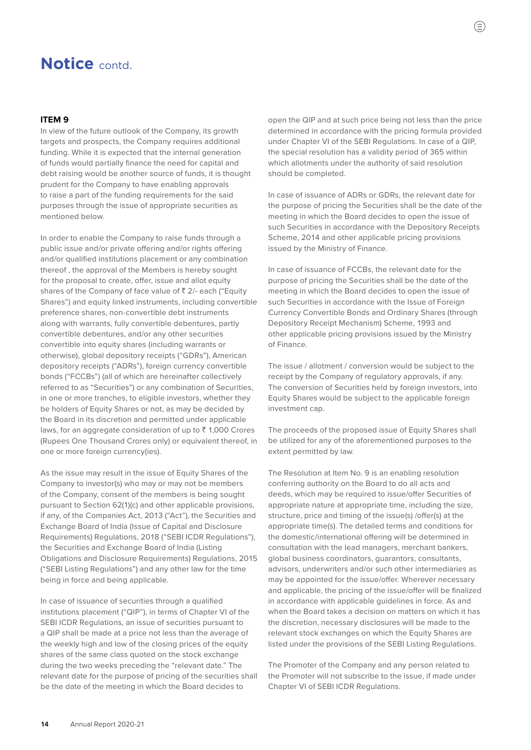# Notice contd.

### ITEM 9

In view of the future outlook of the Company, its growth targets and prospects, the Company requires additional funding. While it is expected that the internal generation of funds would partially finance the need for capital and debt raising would be another source of funds, it is thought prudent for the Company to have enabling approvals to raise a part of the funding requirements for the said purposes through the issue of appropriate securities as mentioned below.

In order to enable the Company to raise funds through a public issue and/or private offering and/or rights offering and/or qualified institutions placement or any combination thereof , the approval of the Members is hereby sought for the proposal to create, offer, issue and allot equity shares of the Company of face value of ₹ 2/- each ("Equity Shares") and equity linked instruments, including convertible preference shares, non-convertible debt instruments along with warrants, fully convertible debentures, partly convertible debentures, and/or any other securities convertible into equity shares (including warrants or otherwise), global depository receipts ("GDRs"), American depository receipts ("ADRs"), foreign currency convertible bonds ("FCCBs") (all of which are hereinafter collectively referred to as "Securities") or any combination of Securities, in one or more tranches, to eligible investors, whether they be holders of Equity Shares or not, as may be decided by the Board in its discretion and permitted under applicable laws, for an aggregate consideration of up to ₹ 1,000 Crores (Rupees One Thousand Crores only) or equivalent thereof, in one or more foreign currency(ies).

As the issue may result in the issue of Equity Shares of the Company to investor(s) who may or may not be members of the Company, consent of the members is being sought pursuant to Section 62(1)(c) and other applicable provisions, if any, of the Companies Act, 2013 ("Act"), the Securities and Exchange Board of India (Issue of Capital and Disclosure Requirements) Regulations, 2018 ("SEBI ICDR Regulations"), the Securities and Exchange Board of India (Listing Obligations and Disclosure Requirements) Regulations, 2015 ("SEBI Listing Regulations") and any other law for the time being in force and being applicable.

In case of issuance of securities through a qualified institutions placement ("QIP"), in terms of Chapter VI of the SEBI ICDR Regulations, an issue of securities pursuant to a QIP shall be made at a price not less than the average of the weekly high and low of the closing prices of the equity shares of the same class quoted on the stock exchange during the two weeks preceding the "relevant date." The relevant date for the purpose of pricing of the securities shall be the date of the meeting in which the Board decides to open the QIP and at such price being not less than the price determined in accordance with the pricing formula provided under Chapter VI of the SEBI Regulations. In case of a QIP, the special resolution has a validity period of 365 within which allotments under the authority of said resolution should be completed.

In case of issuance of ADRs or GDRs, the relevant date for the purpose of pricing the Securities shall be the date of the meeting in which the Board decides to open the issue of such Securities in accordance with the Depository Receipts Scheme, 2014 and other applicable pricing provisions issued by the Ministry of Finance.

In case of issuance of FCCBs, the relevant date for the purpose of pricing the Securities shall be the date of the meeting in which the Board decides to open the issue of such Securities in accordance with the Issue of Foreign Currency Convertible Bonds and Ordinary Shares (through Depository Receipt Mechanism) Scheme, 1993 and other applicable pricing provisions issued by the Ministry of Finance.

The issue / allotment / conversion would be subject to the receipt by the Company of regulatory approvals, if any. The conversion of Securities held by foreign investors, into Equity Shares would be subject to the applicable foreign investment cap.

The proceeds of the proposed issue of Equity Shares shall be utilized for any of the aforementioned purposes to the extent permitted by law.

The Resolution at Item No. 9 is an enabling resolution conferring authority on the Board to do all acts and deeds, which may be required to issue/offer Securities of appropriate nature at appropriate time, including the size, structure, price and timing of the issue(s) /offer(s) at the appropriate time(s). The detailed terms and conditions for the domestic/international offering will be determined in consultation with the lead managers, merchant bankers, global business coordinators, guarantors, consultants, advisors, underwriters and/or such other intermediaries as may be appointed for the issue/offer. Wherever necessary and applicable, the pricing of the issue/offer will be finalized in accordance with applicable guidelines in force. As and when the Board takes a decision on matters on which it has the discretion, necessary disclosures will be made to the relevant stock exchanges on which the Equity Shares are listed under the provisions of the SEBI Listing Regulations.

The Promoter of the Company and any person related to the Promoter will not subscribe to the issue, if made under Chapter VI of SEBI ICDR Regulations.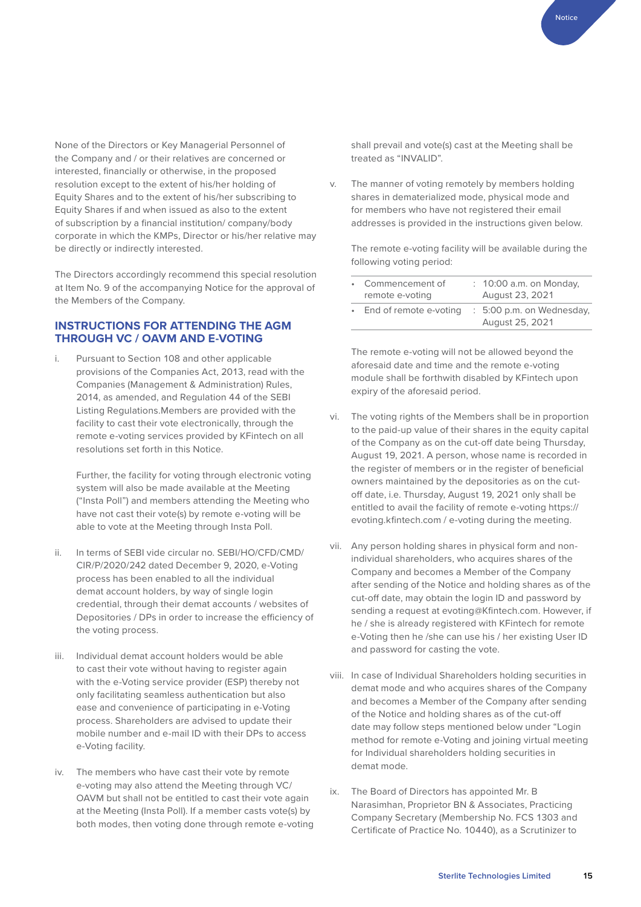None of the Directors or Key Managerial Personnel of the Company and / or their relatives are concerned or interested, financially or otherwise, in the proposed resolution except to the extent of his/her holding of Equity Shares and to the extent of his/her subscribing to Equity Shares if and when issued as also to the extent of subscription by a financial institution/ company/body corporate in which the KMPs, Director or his/her relative may be directly or indirectly interested.

The Directors accordingly recommend this special resolution at Item No. 9 of the accompanying Notice for the approval of the Members of the Company.

## INSTRUCTIONS FOR ATTENDING THE AGM THROUGH VC / OAVM AND E-VOTING

i. Pursuant to Section 108 and other applicable provisions of the Companies Act, 2013, read with the Companies (Management & Administration) Rules, 2014, as amended, and Regulation 44 of the SEBI Listing Regulations.Members are provided with the facility to cast their vote electronically, through the remote e-voting services provided by KFintech on all resolutions set forth in this Notice.

   Further, the facility for voting through electronic voting system will also be made available at the Meeting ("Insta Poll") and members attending the Meeting who have not cast their vote(s) by remote e-voting will be able to vote at the Meeting through Insta Poll.

ii. In terms of SEBI vide circular no. SEBI/HO/CFD/CMD/CIR/P/2020/242 dated December 9, 2020, e-Voting process has been enabled to all the individual demat account holders, by way of single login credential, through their demat accounts / websites of Depositories / DPs in order to increase the efficiency of the voting process.

iii. Individual demat account holders would be able to cast their vote without having to register again with the e-Voting service provider (ESP) thereby not only facilitating seamless authentication but also ease and convenience of participating in e-Voting process. Shareholders are advised to update their mobile number and e-mail ID with their DPs to access e-Voting facility.

iv. The members who have cast their vote by remote e-voting may also attend the Meeting through VC/ OAVM but shall not be entitled to cast their vote again at the Meeting (Insta Poll). If a member casts vote(s) by both modes, then voting done through remote e-voting shall prevail and vote(s) cast at the Meeting shall be treated as "INVALID".

v. The manner of voting remotely by members holding shares in dematerialized mode, physical mode and for members who have not registered their email addresses is provided in the instructions given below.

   The remote e-voting facility will be available during the following voting period:

| | | |
|---|---|---|
| • Commencement of remote e-voting | : | 10:00 a.m. on Monday, August 23, 2021 |
| • End of remote e-voting | : | 5:00 p.m. on Wednesday, August 25, 2021 |

   The remote e-voting will not be allowed beyond the aforesaid date and time and the remote e-voting module shall be forthwith disabled by KFintech upon expiry of the aforesaid period.

vi. The voting rights of the Members shall be in proportion to the paid-up value of their shares in the equity capital of the Company as on the cut-off date being Thursday, August 19, 2021. A person, whose name is recorded in the register of members or in the register of beneficial owners maintained by the depositories as on the cut-off date, i.e. Thursday, August 19, 2021 only shall be entitled to avail the facility of remote e-voting https://evoting.kfintech.com / e-voting during the meeting.

vii. Any person holding shares in physical form and non-individual shareholders, who acquires shares of the Company and becomes a Member of the Company after sending of the Notice and holding shares as of the cut-off date, may obtain the login ID and password by sending a request at evoting@Kfintech.com. However, if he / she is already registered with KFintech for remote e-Voting then he /she can use his / her existing User ID and password for casting the vote.

viii. In case of Individual Shareholders holding securities in demat mode and who acquires shares of the Company and becomes a Member of the Company after sending of the Notice and holding shares as of the cut-off date may follow steps mentioned below under "Login method for remote e-Voting and joining virtual meeting for Individual shareholders holding securities in demat mode.

ix. The Board of Directors has appointed Mr. B Narasimhan, Proprietor BN & Associates, Practicing Company Secretary (Membership No. FCS 1303 and Certificate of Practice No. 10440), as a Scrutinizer to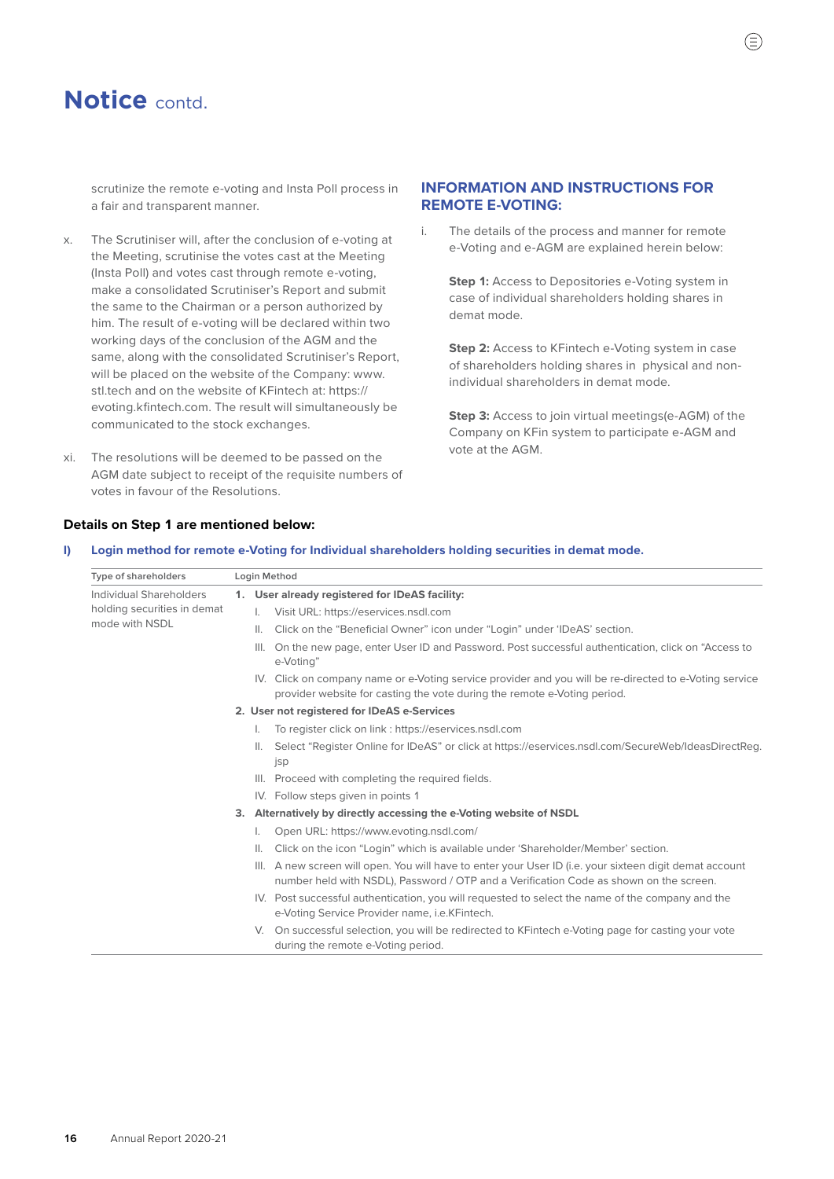# Notice contd.

scrutinize the remote e-voting and Insta Poll process in a fair and transparent manner.

x. The Scrutiniser will, after the conclusion of e-voting at the Meeting, scrutinise the votes cast at the Meeting (Insta Poll) and votes cast through remote e-voting, make a consolidated Scrutiniser's Report and submit the same to the Chairman or a person authorized by him. The result of e-voting will be declared within two working days of the conclusion of the AGM and the same, along with the consolidated Scrutiniser's Report, will be placed on the website of the Company: www.stl.tech and on the website of KFintech at: https://evoting.kfintech.com. The result will simultaneously be communicated to the stock exchanges.

xi. The resolutions will be deemed to be passed on the AGM date subject to receipt of the requisite numbers of votes in favour of the Resolutions.

## INFORMATION AND INSTRUCTIONS FOR REMOTE E-VOTING:

i. The details of the process and manner for remote e-Voting and e-AGM are explained herein below:

**Step 1:** Access to Depositories e-Voting system in case of individual shareholders holding shares in demat mode.

**Step 2:** Access to KFintech e-Voting system in case of shareholders holding shares in physical and non-individual shareholders in demat mode.

**Step 3:** Access to join virtual meetings(e-AGM) of the Company on KFin system to participate e-AGM and vote at the AGM.

**Details on Step 1 are mentioned below:**

### I) Login method for remote e-Voting for Individual shareholders holding securities in demat mode.

| Type of shareholders | Login Method |
|---|---|
| Individual Shareholders holding securities in demat mode with NSDL | **1. User already registered for IDeAS facility:**<br>I. Visit URL: https://eservices.nsdl.com<br>II. Click on the "Beneficial Owner" icon under "Login" under 'IDeAS' section.<br>III. On the new page, enter User ID and Password. Post successful authentication, click on "Access to e-Voting"<br>IV. Click on company name or e-Voting service provider and you will be re-directed to e-Voting service provider website for casting the vote during the remote e-Voting period.<br>**2. User not registered for IDeAS e-Services**<br>I. To register click on link : https://eservices.nsdl.com<br>II. Select "Register Online for IDeAS" or click at https://eservices.nsdl.com/SecureWeb/IdeasDirectReg.jsp<br>III. Proceed with completing the required fields.<br>IV. Follow steps given in points 1<br>**3. Alternatively by directly accessing the e-Voting website of NSDL**<br>I. Open URL: https://www.evoting.nsdl.com/<br>II. Click on the icon "Login" which is available under 'Shareholder/Member' section.<br>III. A new screen will open. You will have to enter your User ID (i.e. your sixteen digit demat account number held with NSDL), Password / OTP and a Verification Code as shown on the screen.<br>IV. Post successful authentication, you will requested to select the name of the company and the e-Voting Service Provider name, i.e.KFintech.<br>V. On successful selection, you will be redirected to KFintech e-Voting page for casting your vote during the remote e-Voting period. |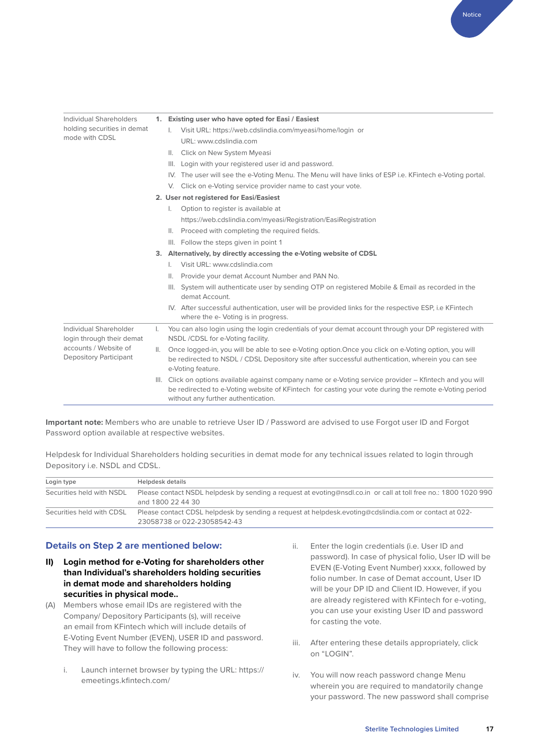| | |
|---|---|
| Individual Shareholders holding securities in demat mode with CDSL | **1. Existing user who have opted for Easi / Easiest**<br>I. Visit URL: https://web.cdslindia.com/myeasi/home/login or URL: www.cdslindia.com<br>II. Click on New System Myeasi<br>III. Login with your registered user id and password.<br>IV. The user will see the e-Voting Menu. The Menu will have links of ESP i.e. KFintech e-Voting portal.<br>V. Click on e-Voting service provider name to cast your vote.<br>**2. User not registered for Easi/Easiest**<br>I. Option to register is available at https://web.cdslindia.com/myeasi/Registration/EasiRegistration<br>II. Proceed with completing the required fields.<br>III. Follow the steps given in point 1<br>**3. Alternatively, by directly accessing the e-Voting website of CDSL**<br>I. Visit URL: www.cdslindia.com<br>II. Provide your demat Account Number and PAN No.<br>III. System will authenticate user by sending OTP on registered Mobile & Email as recorded in the demat Account.<br>IV. After successful authentication, user will be provided links for the respective ESP, i.e KFintech where the e- Voting is in progress. |
| Individual Shareholder login through their demat accounts / Website of Depository Participant | I. You can also login using the login credentials of your demat account through your DP registered with NSDL /CDSL for e-Voting facility.<br>II. Once logged-in, you will be able to see e-Voting option.Once you click on e-Voting option, you will be redirected to NSDL / CDSL Depository site after successful authentication, wherein you can see e-Voting feature.<br>III. Click on options available against company name or e-Voting service provider – Kfintech and you will be redirected to e-Voting website of KFintech for casting your vote during the remote e-Voting period without any further authentication. |

**Important note:** Members who are unable to retrieve User ID / Password are advised to use Forgot user ID and Forgot Password option available at respective websites.

Helpdesk for Individual Shareholders holding securities in demat mode for any technical issues related to login through Depository i.e. NSDL and CDSL.

| Login type | Helpdesk details |
|---|---|
| Securities held with NSDL | Please contact NSDL helpdesk by sending a request at evoting@nsdl.co.in or call at toll free no.: 1800 1020 990 and 1800 22 44 30 |
| Securities held with CDSL | Please contact CDSL helpdesk by sending a request at helpdesk.evoting@cdslindia.com or contact at 022-23058738 or 022-23058542-43 |

## Details on Step 2 are mentioned below:

**II) Login method for e-Voting for shareholders other than Individual's shareholders holding securities in demat mode and shareholders holding securities in physical mode..**

(A) Members whose email IDs are registered with the Company/ Depository Participants (s), will receive an email from KFintech which will include details of E-Voting Event Number (EVEN), USER ID and password. They will have to follow the following process:

i. Launch internet browser by typing the URL: https://emeetings.kfintech.com/

ii. Enter the login credentials (i.e. User ID and password). In case of physical folio, User ID will be EVEN (E-Voting Event Number) xxxx, followed by folio number. In case of Demat account, User ID will be your DP ID and Client ID. However, if you are already registered with KFintech for e-voting, you can use your existing User ID and password for casting the vote.

iii. After entering these details appropriately, click on "LOGIN".

iv. You will now reach password change Menu wherein you are required to mandatorily change your password. The new password shall comprise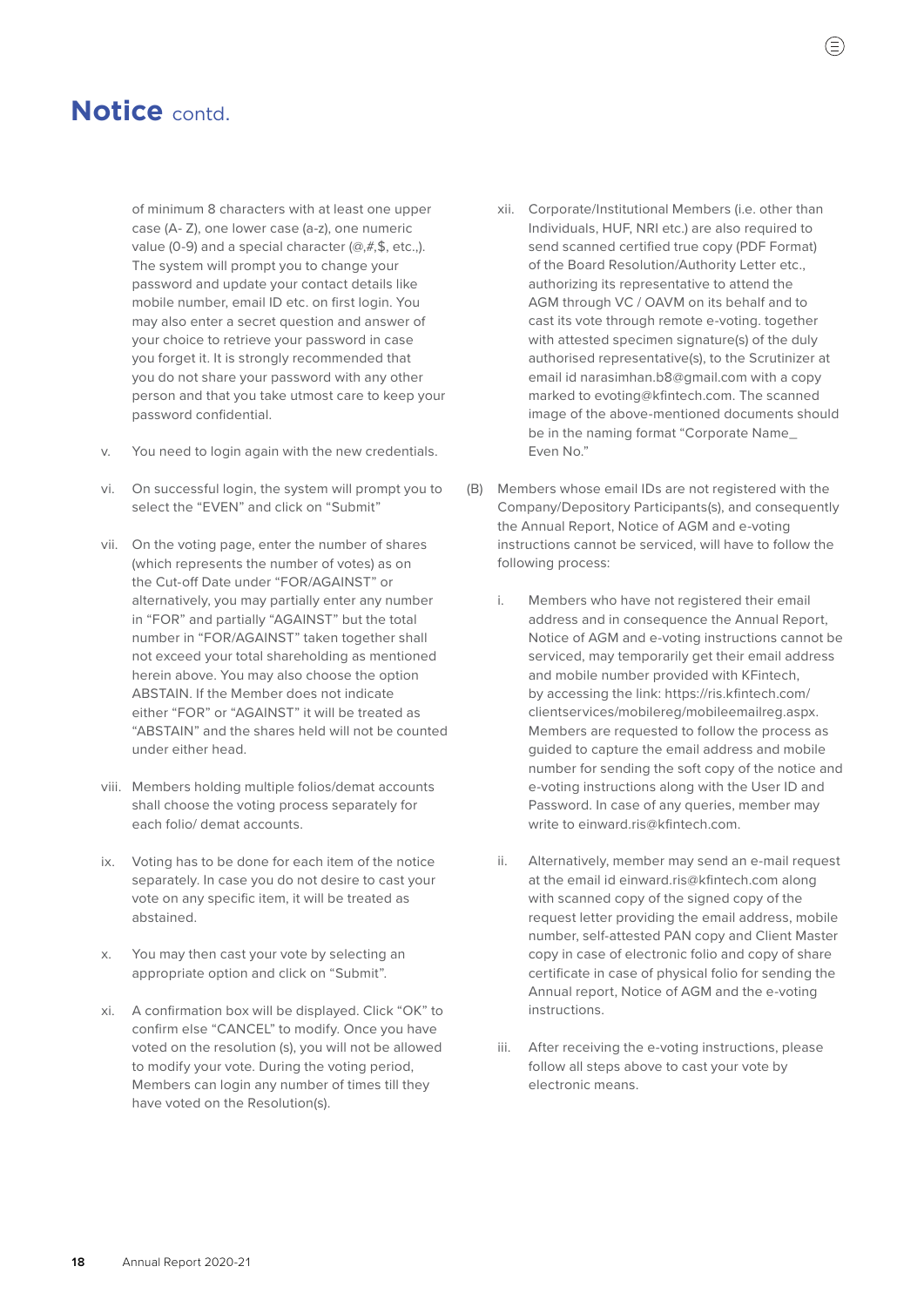# Notice contd.

of minimum 8 characters with at least one upper case (A- Z), one lower case (a-z), one numeric value (0-9) and a special character (@,#,$, etc.,). The system will prompt you to change your password and update your contact details like mobile number, email ID etc. on first login. You may also enter a secret question and answer of your choice to retrieve your password in case you forget it. It is strongly recommended that you do not share your password with any other person and that you take utmost care to keep your password confidential.

v. You need to login again with the new credentials.

vi. On successful login, the system will prompt you to select the "EVEN" and click on "Submit"

vii. On the voting page, enter the number of shares (which represents the number of votes) as on the Cut-off Date under "FOR/AGAINST" or alternatively, you may partially enter any number in "FOR" and partially "AGAINST" but the total number in "FOR/AGAINST" taken together shall not exceed your total shareholding as mentioned herein above. You may also choose the option ABSTAIN. If the Member does not indicate either "FOR" or "AGAINST" it will be treated as "ABSTAIN" and the shares held will not be counted under either head.

viii. Members holding multiple folios/demat accounts shall choose the voting process separately for each folio/ demat accounts.

ix. Voting has to be done for each item of the notice separately. In case you do not desire to cast your vote on any specific item, it will be treated as abstained.

x. You may then cast your vote by selecting an appropriate option and click on "Submit".

xi. A confirmation box will be displayed. Click "OK" to confirm else "CANCEL" to modify. Once you have voted on the resolution (s), you will not be allowed to modify your vote. During the voting period, Members can login any number of times till they have voted on the Resolution(s).

xii. Corporate/Institutional Members (i.e. other than Individuals, HUF, NRI etc.) are also required to send scanned certified true copy (PDF Format) of the Board Resolution/Authority Letter etc., authorizing its representative to attend the AGM through VC / OAVM on its behalf and to cast its vote through remote e-voting. together with attested specimen signature(s) of the duly authorised representative(s), to the Scrutinizer at email id narasimhan.b8@gmail.com with a copy marked to evoting@kfintech.com. The scanned image of the above-mentioned documents should be in the naming format "Corporate Name_ Even No."

(B) Members whose email IDs are not registered with the Company/Depository Participants(s), and consequently the Annual Report, Notice of AGM and e-voting instructions cannot be serviced, will have to follow the following process:

i. Members who have not registered their email address and in consequence the Annual Report, Notice of AGM and e-voting instructions cannot be serviced, may temporarily get their email address and mobile number provided with KFintech, by accessing the link: https://ris.kfintech.com/clientservices/mobilereg/mobileemailreg.aspx. Members are requested to follow the process as guided to capture the email address and mobile number for sending the soft copy of the notice and e-voting instructions along with the User ID and Password. In case of any queries, member may write to einward.ris@kfintech.com.

ii. Alternatively, member may send an e-mail request at the email id einward.ris@kfintech.com along with scanned copy of the signed copy of the request letter providing the email address, mobile number, self-attested PAN copy and Client Master copy in case of electronic folio and copy of share certificate in case of physical folio for sending the Annual report, Notice of AGM and the e-voting instructions.

iii. After receiving the e-voting instructions, please follow all steps above to cast your vote by electronic means.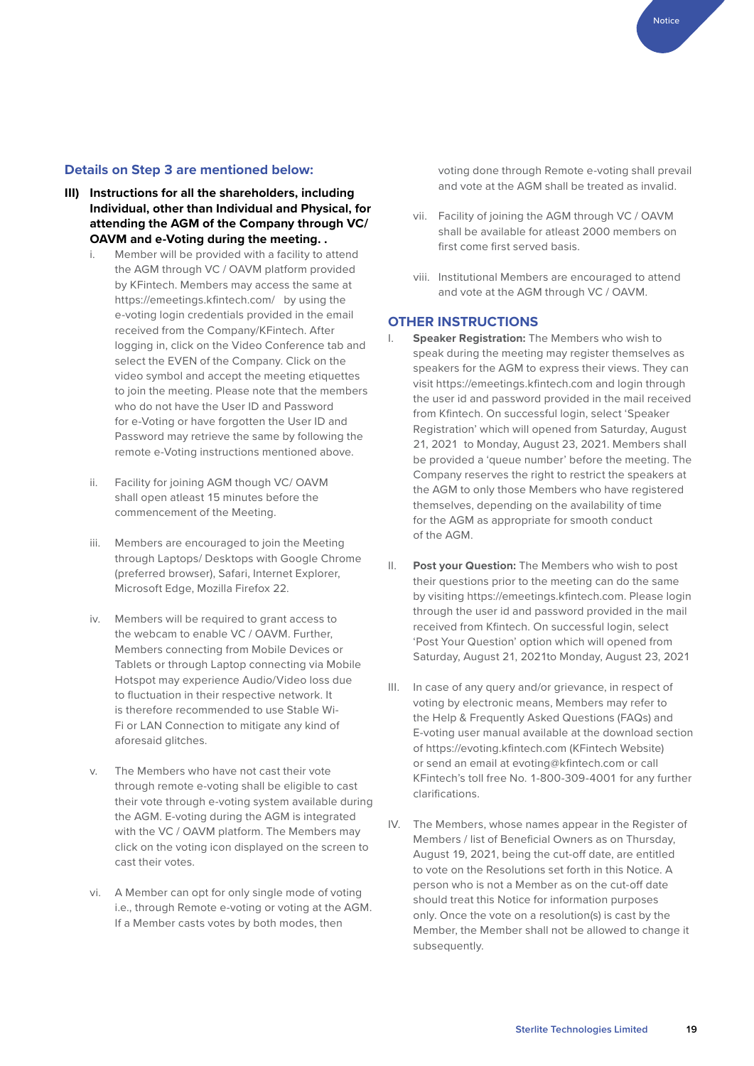### Details on Step 3 are mentioned below:

**III) Instructions for all the shareholders, including Individual, other than Individual and Physical, for attending the AGM of the Company through VC/ OAVM and e-Voting during the meeting. .**

i. Member will be provided with a facility to attend the AGM through VC / OAVM platform provided by KFintech. Members may access the same at https://emeetings.kfintech.com/ by using the e-voting login credentials provided in the email received from the Company/KFintech. After logging in, click on the Video Conference tab and select the EVEN of the Company. Click on the video symbol and accept the meeting etiquettes to join the meeting. Please note that the members who do not have the User ID and Password for e-Voting or have forgotten the User ID and Password may retrieve the same by following the remote e-Voting instructions mentioned above.

ii. Facility for joining AGM though VC/ OAVM shall open atleast 15 minutes before the commencement of the Meeting.

iii. Members are encouraged to join the Meeting through Laptops/ Desktops with Google Chrome (preferred browser), Safari, Internet Explorer, Microsoft Edge, Mozilla Firefox 22.

iv. Members will be required to grant access to the webcam to enable VC / OAVM. Further, Members connecting from Mobile Devices or Tablets or through Laptop connecting via Mobile Hotspot may experience Audio/Video loss due to fluctuation in their respective network. It is therefore recommended to use Stable Wi-Fi or LAN Connection to mitigate any kind of aforesaid glitches.

v. The Members who have not cast their vote through remote e-voting shall be eligible to cast their vote through e-voting system available during the AGM. E-voting during the AGM is integrated with the VC / OAVM platform. The Members may click on the voting icon displayed on the screen to cast their votes.

vi. A Member can opt for only single mode of voting i.e., through Remote e-voting or voting at the AGM. If a Member casts votes by both modes, then voting done through Remote e-voting shall prevail and vote at the AGM shall be treated as invalid.

vii. Facility of joining the AGM through VC / OAVM shall be available for atleast 2000 members on first come first served basis.

viii. Institutional Members are encouraged to attend and vote at the AGM through VC / OAVM.

### OTHER INSTRUCTIONS

I. **Speaker Registration:** The Members who wish to speak during the meeting may register themselves as speakers for the AGM to express their views. They can visit https://emeetings.kfintech.com and login through the user id and password provided in the mail received from Kfintech. On successful login, select 'Speaker Registration' which will opened from Saturday, August 21, 2021 to Monday, August 23, 2021. Members shall be provided a 'queue number' before the meeting. The Company reserves the right to restrict the speakers at the AGM to only those Members who have registered themselves, depending on the availability of time for the AGM as appropriate for smooth conduct of the AGM.

II. **Post your Question:** The Members who wish to post their questions prior to the meeting can do the same by visiting https://emeetings.kfintech.com. Please login through the user id and password provided in the mail received from Kfintech. On successful login, select 'Post Your Question' option which will opened from Saturday, August 21, 2021to Monday, August 23, 2021

III. In case of any query and/or grievance, in respect of voting by electronic means, Members may refer to the Help & Frequently Asked Questions (FAQs) and E-voting user manual available at the download section of https://evoting.kfintech.com (KFintech Website) or send an email at evoting@kfintech.com or call KFintech's toll free No. 1-800-309-4001 for any further clarifications.

IV. The Members, whose names appear in the Register of Members / list of Beneficial Owners as on Thursday, August 19, 2021, being the cut-off date, are entitled to vote on the Resolutions set forth in this Notice. A person who is not a Member as on the cut-off date should treat this Notice for information purposes only. Once the vote on a resolution(s) is cast by the Member, the Member shall not be allowed to change it subsequently.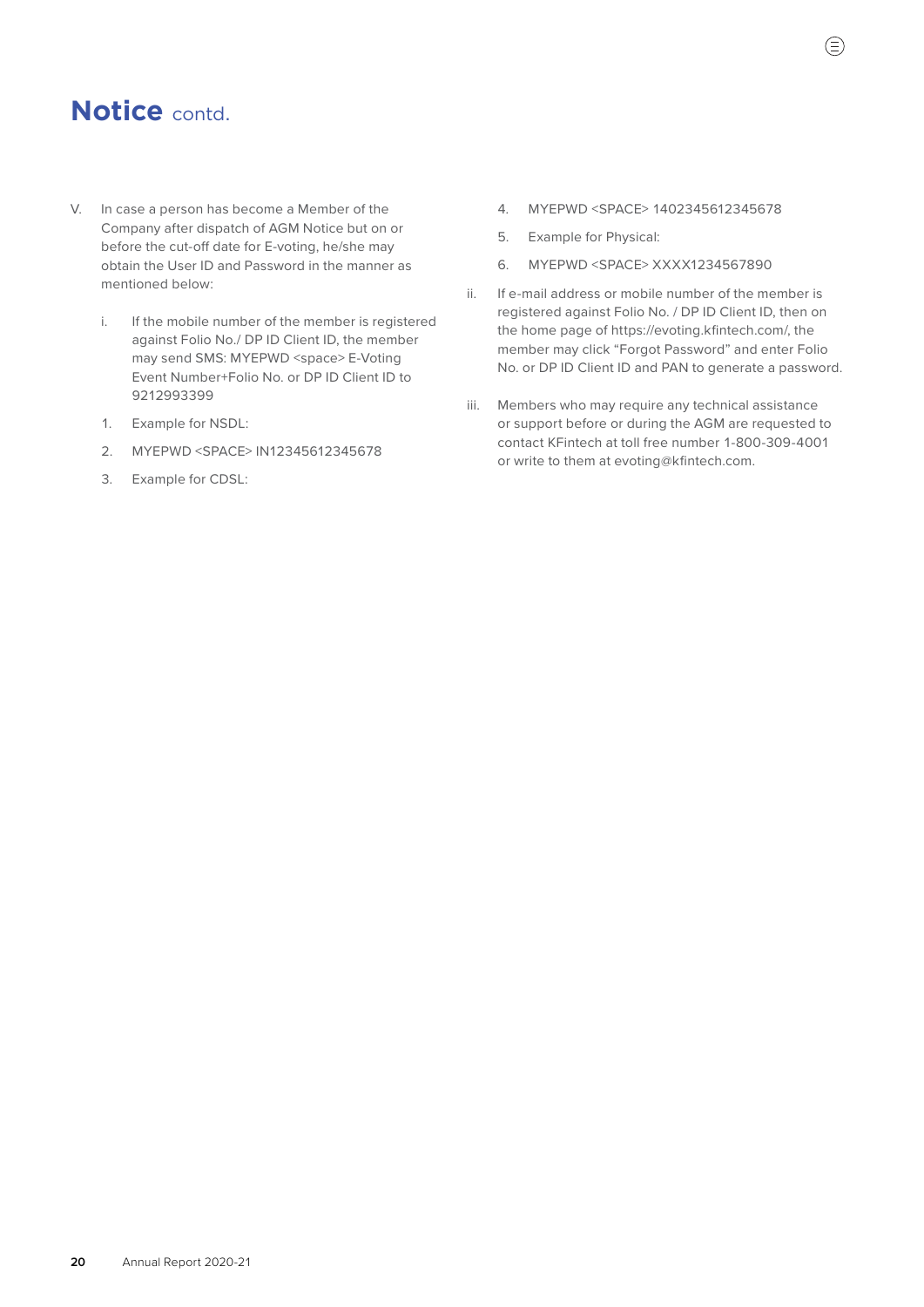# Notice contd.

V. In case a person has become a Member of the Company after dispatch of AGM Notice but on or before the cut-off date for E-voting, he/she may obtain the User ID and Password in the manner as mentioned below:

   i. If the mobile number of the member is registered against Folio No./ DP ID Client ID, the member may send SMS: MYEPWD <space> E-Voting Event Number+Folio No. or DP ID Client ID to 9212993399

   1. Example for NSDL:
   2. MYEPWD <SPACE> IN12345612345678
   3. Example for CDSL:
   4. MYEPWD <SPACE> 1402345612345678
   5. Example for Physical:
   6. MYEPWD <SPACE> XXXX1234567890

   ii. If e-mail address or mobile number of the member is registered against Folio No. / DP ID Client ID, then on the home page of https://evoting.kfintech.com/, the member may click "Forgot Password" and enter Folio No. or DP ID Client ID and PAN to generate a password.

   iii. Members who may require any technical assistance or support before or during the AGM are requested to contact KFintech at toll free number 1-800-309-4001 or write to them at evoting@kfintech.com.